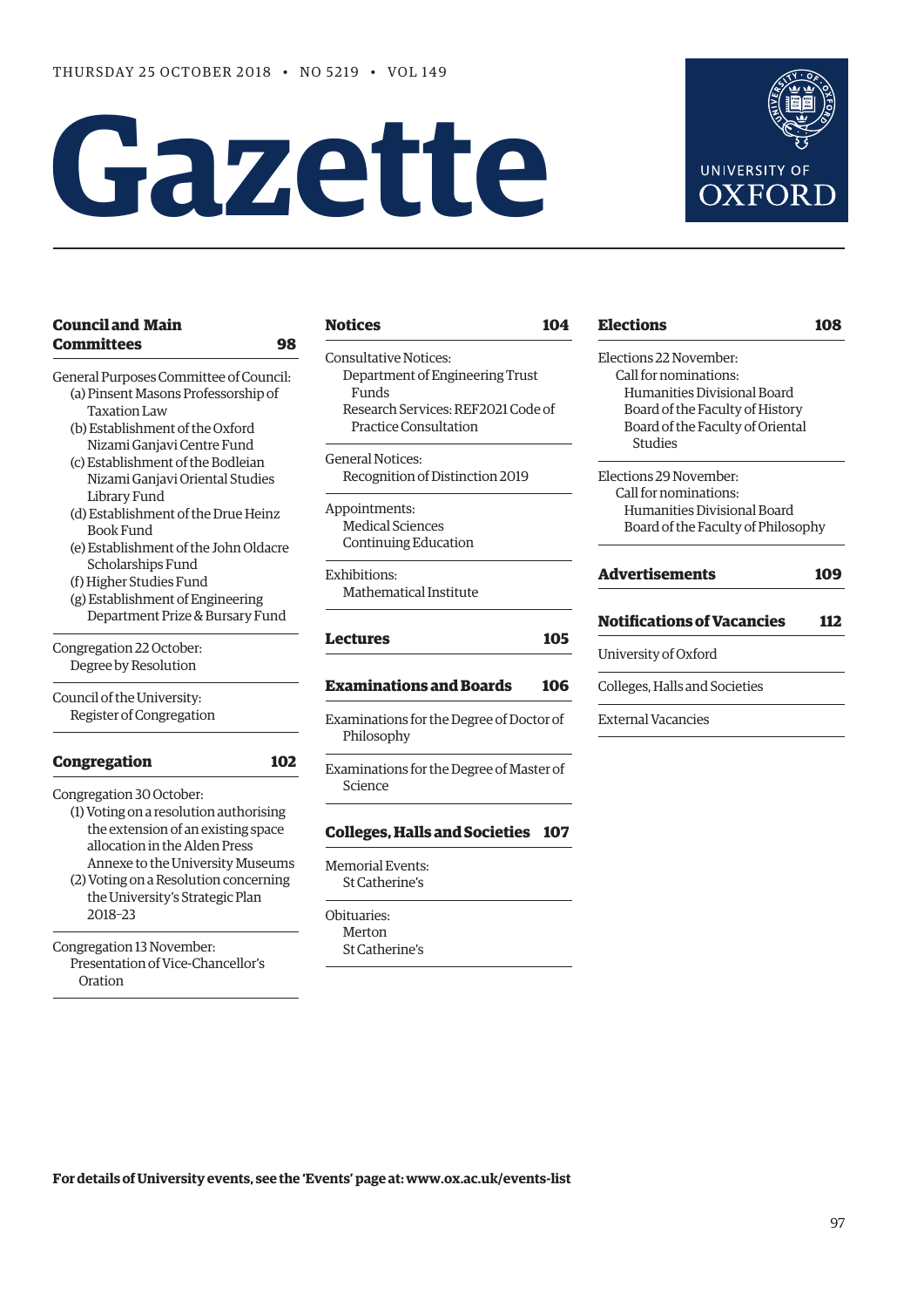THURSDAY 25 OCTOBER 2018 • NO 5219 • VOL 149

# Gazette

UNIVERSITY OF OXFORD

## Council and Main Committees 98

General Purposes Committee of Council:
- (a) Pinsent Masons Professorship of Taxation Law
- (b) Establishment of the Oxford Nizami Ganjavi Centre Fund
- (c) Establishment of the Bodleian Nizami Ganjavi Oriental Studies Library Fund
- (d) Establishment of the Drue Heinz Book Fund
- (e) Establishment of the John Oldacre Scholarships Fund
- (f) Higher Studies Fund
- (g) Establishment of Engineering Department Prize & Bursary Fund

Congregation 22 October:
- Degree by Resolution

Council of the University:
- Register of Congregation

## Congregation 102

Congregation 30 October:
- (1) Voting on a resolution authorising the extension of an existing space allocation in the Alden Press Annexe to the University Museums
- (2) Voting on a Resolution concerning the University's Strategic Plan 2018–23

Congregation 13 November:
- Presentation of Vice-Chancellor's Oration

## Notices 104

Consultative Notices:
- Department of Engineering Trust Funds
- Research Services: REF2021 Code of Practice Consultation

General Notices:
- Recognition of Distinction 2019

Appointments:
- Medical Sciences
- Continuing Education

Exhibitions:
- Mathematical Institute

## Lectures 105

## Examinations and Boards 106

Examinations for the Degree of Doctor of Philosophy

Examinations for the Degree of Master of Science

## Colleges, Halls and Societies 107

Memorial Events:
- St Catherine's

Obituaries:
- Merton
- St Catherine's

## Elections 108

Elections 22 November:
- Call for nominations:
  - Humanities Divisional Board
  - Board of the Faculty of History
  - Board of the Faculty of Oriental Studies

Elections 29 November:
- Call for nominations:
  - Humanities Divisional Board
  - Board of the Faculty of Philosophy

## Advertisements 109

## Notifications of Vacancies 112

University of Oxford

Colleges, Halls and Societies

External Vacancies

**For details of University events, see the 'Events' page at: www.ox.ac.uk/events-list**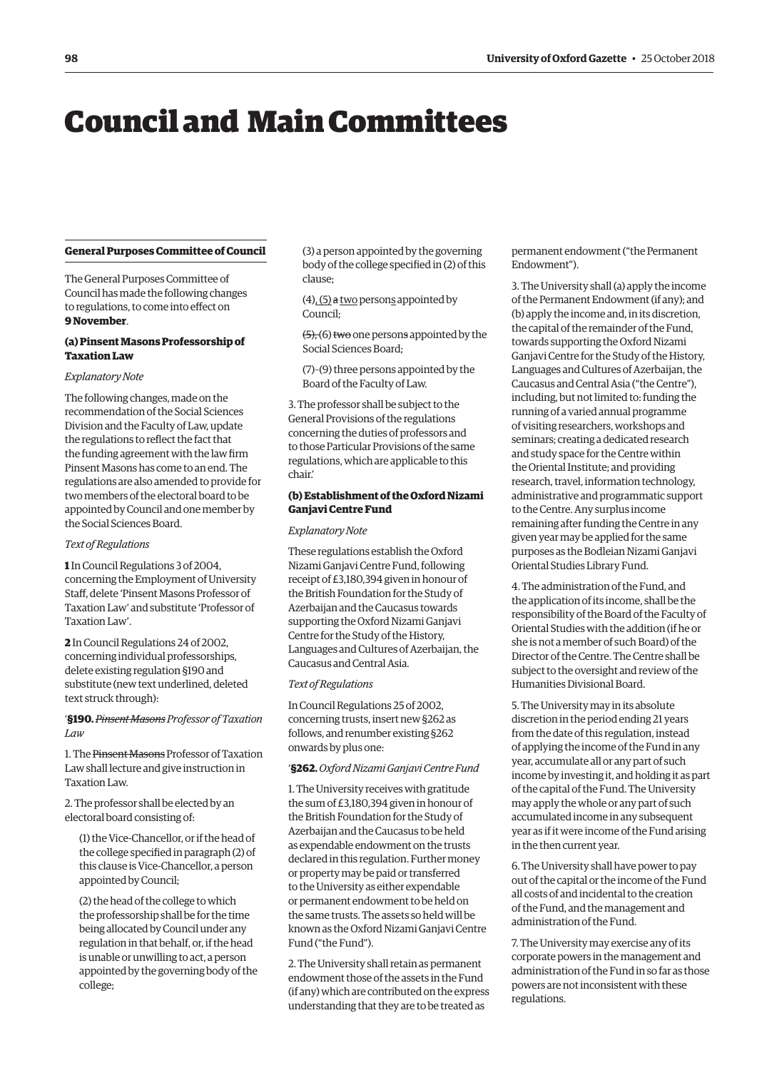# Council and Main Committees

## General Purposes Committee of Council

The General Purposes Committee of Council has made the following changes to regulations, to come into effect on **9 November**.

### (a) Pinsent Masons Professorship of Taxation Law

*Explanatory Note*

The following changes, made on the recommendation of the Social Sciences Division and the Faculty of Law, update the regulations to reflect the fact that the funding agreement with the law firm Pinsent Masons has come to an end. The regulations are also amended to provide for two members of the electoral board to be appointed by Council and one member by the Social Sciences Board.

*Text of Regulations*

**1** In Council Regulations 3 of 2004, concerning the Employment of University Staff, delete 'Pinsent Masons Professor of Taxation Law' and substitute 'Professor of Taxation Law'.

**2** In Council Regulations 24 of 2002, concerning individual professorships, delete existing regulation §190 and substitute (new text underlined, deleted text struck through):

'**§190.** *~~Pinsent Masons~~ Professor of Taxation Law*

1. The ~~Pinsent Masons~~ Professor of Taxation Law shall lecture and give instruction in Taxation Law.

2. The professor shall be elected by an electoral board consisting of:

(1) the Vice-Chancellor, or if the head of the college specified in paragraph (2) of this clause is Vice-Chancellor, a person appointed by Council;

(2) the head of the college to which the professorship shall be for the time being allocated by Council under any regulation in that behalf, or, if the head is unable or unwilling to act, a person appointed by the governing body of the college;

(3) a person appointed by the governing body of the college specified in (2) of this clause;

(4), <u>(5)</u> ~~a~~ <u>two</u> person<u>s</u> appointed by Council;

~~(5),~~ (6) ~~two~~ one person~~s~~ appointed by the Social Sciences Board;

(7)–(9) three persons appointed by the Board of the Faculty of Law.

3. The professor shall be subject to the General Provisions of the regulations concerning the duties of professors and to those Particular Provisions of the same regulations, which are applicable to this chair.'

### (b) Establishment of the Oxford Nizami Ganjavi Centre Fund

*Explanatory Note*

These regulations establish the Oxford Nizami Ganjavi Centre Fund, following receipt of £3,180,394 given in honour of the British Foundation for the Study of Azerbaijan and the Caucasus towards supporting the Oxford Nizami Ganjavi Centre for the Study of the History, Languages and Cultures of Azerbaijan, the Caucasus and Central Asia.

*Text of Regulations*

In Council Regulations 25 of 2002, concerning trusts, insert new §262 as follows, and renumber existing §262 onwards by plus one:

'**§262.** *Oxford Nizami Ganjavi Centre Fund*

1. The University receives with gratitude the sum of £3,180,394 given in honour of the British Foundation for the Study of Azerbaijan and the Caucasus to be held as expendable endowment on the trusts declared in this regulation. Further money or property may be paid or transferred to the University as either expendable or permanent endowment to be held on the same trusts. The assets so held will be known as the Oxford Nizami Ganjavi Centre Fund ("the Fund").

2. The University shall retain as permanent endowment those of the assets in the Fund (if any) which are contributed on the express understanding that they are to be treated as permanent endowment ("the Permanent Endowment").

3. The University shall (a) apply the income of the Permanent Endowment (if any); and (b) apply the income and, in its discretion, the capital of the remainder of the Fund, towards supporting the Oxford Nizami Ganjavi Centre for the Study of the History, Languages and Cultures of Azerbaijan, the Caucasus and Central Asia ("the Centre"), including, but not limited to: funding the running of a varied annual programme of visiting researchers, workshops and seminars; creating a dedicated research and study space for the Centre within the Oriental Institute; and providing research, travel, information technology, administrative and programmatic support to the Centre. Any surplus income remaining after funding the Centre in any given year may be applied for the same purposes as the Bodleian Nizami Ganjavi Oriental Studies Library Fund.

4. The administration of the Fund, and the application of its income, shall be the responsibility of the Board of the Faculty of Oriental Studies with the addition (if he or she is not a member of such Board) of the Director of the Centre. The Centre shall be subject to the oversight and review of the Humanities Divisional Board.

5. The University may in its absolute discretion in the period ending 21 years from the date of this regulation, instead of applying the income of the Fund in any year, accumulate all or any part of such income by investing it, and holding it as part of the capital of the Fund. The University may apply the whole or any part of such accumulated income in any subsequent year as if it were income of the Fund arising in the then current year.

6. The University shall have power to pay out of the capital or the income of the Fund all costs of and incidental to the creation of the Fund, and the management and administration of the Fund.

7. The University may exercise any of its corporate powers in the management and administration of the Fund in so far as those powers are not inconsistent with these regulations.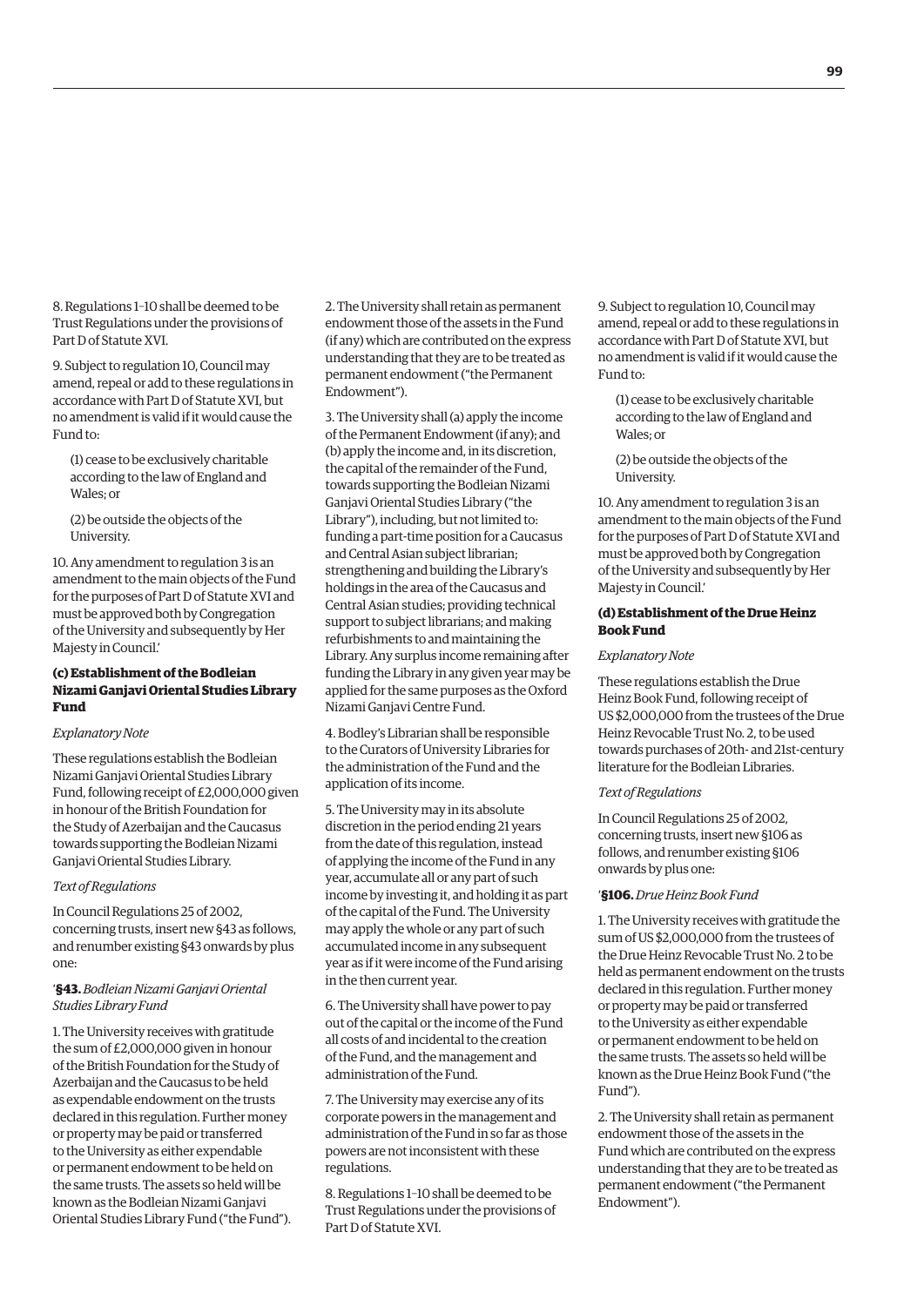8. Regulations 1–10 shall be deemed to be Trust Regulations under the provisions of Part D of Statute XVI.

9. Subject to regulation 10, Council may amend, repeal or add to these regulations in accordance with Part D of Statute XVI, but no amendment is valid if it would cause the Fund to:

(1) cease to be exclusively charitable according to the law of England and Wales; or

(2) be outside the objects of the University.

10. Any amendment to regulation 3 is an amendment to the main objects of the Fund for the purposes of Part D of Statute XVI and must be approved both by Congregation of the University and subsequently by Her Majesty in Council.'

### (c) Establishment of the Bodleian Nizami Ganjavi Oriental Studies Library Fund

*Explanatory Note*

These regulations establish the Bodleian Nizami Ganjavi Oriental Studies Library Fund, following receipt of £2,000,000 given in honour of the British Foundation for the Study of Azerbaijan and the Caucasus towards supporting the Bodleian Nizami Ganjavi Oriental Studies Library.

*Text of Regulations*

In Council Regulations 25 of 2002, concerning trusts, insert new §43 as follows, and renumber existing §43 onwards by plus one:

'**§43.** *Bodleian Nizami Ganjavi Oriental Studies Library Fund*

1. The University receives with gratitude the sum of £2,000,000 given in honour of the British Foundation for the Study of Azerbaijan and the Caucasus to be held as expendable endowment on the trusts declared in this regulation. Further money or property may be paid or transferred to the University as either expendable or permanent endowment to be held on the same trusts. The assets so held will be known as the Bodleian Nizami Ganjavi Oriental Studies Library Fund ("the Fund").

2. The University shall retain as permanent endowment those of the assets in the Fund (if any) which are contributed on the express understanding that they are to be treated as permanent endowment ("the Permanent Endowment").

3. The University shall (a) apply the income of the Permanent Endowment (if any); and (b) apply the income and, in its discretion, the capital of the remainder of the Fund, towards supporting the Bodleian Nizami Ganjavi Oriental Studies Library ("the Library"), including, but not limited to: funding a part-time position for a Caucasus and Central Asian subject librarian; strengthening and building the Library's holdings in the area of the Caucasus and Central Asian studies; providing technical support to subject librarians; and making refurbishments to and maintaining the Library. Any surplus income remaining after funding the Library in any given year may be applied for the same purposes as the Oxford Nizami Ganjavi Centre Fund.

4. Bodley's Librarian shall be responsible to the Curators of University Libraries for the administration of the Fund and the application of its income.

5. The University may in its absolute discretion in the period ending 21 years from the date of this regulation, instead of applying the income of the Fund in any year, accumulate all or any part of such income by investing it, and holding it as part of the capital of the Fund. The University may apply the whole or any part of such accumulated income in any subsequent year as if it were income of the Fund arising in the then current year.

6. The University shall have power to pay out of the capital or the income of the Fund all costs of and incidental to the creation of the Fund, and the management and administration of the Fund.

7. The University may exercise any of its corporate powers in the management and administration of the Fund in so far as those powers are not inconsistent with these regulations.

8. Regulations 1–10 shall be deemed to be Trust Regulations under the provisions of Part D of Statute XVI.

9. Subject to regulation 10, Council may amend, repeal or add to these regulations in accordance with Part D of Statute XVI, but no amendment is valid if it would cause the Fund to:

(1) cease to be exclusively charitable according to the law of England and Wales; or

(2) be outside the objects of the University.

10. Any amendment to regulation 3 is an amendment to the main objects of the Fund for the purposes of Part D of Statute XVI and must be approved both by Congregation of the University and subsequently by Her Majesty in Council.'

### (d) Establishment of the Drue Heinz Book Fund

*Explanatory Note*

These regulations establish the Drue Heinz Book Fund, following receipt of US $2,000,000 from the trustees of the Drue Heinz Revocable Trust No. 2, to be used towards purchases of 20th- and 21st-century literature for the Bodleian Libraries.

*Text of Regulations*

In Council Regulations 25 of 2002, concerning trusts, insert new §106 as follows, and renumber existing §106 onwards by plus one:

'**§106.** *Drue Heinz Book Fund*

1. The University receives with gratitude the sum of US $2,000,000 from the trustees of the Drue Heinz Revocable Trust No. 2 to be held as permanent endowment on the trusts declared in this regulation. Further money or property may be paid or transferred to the University as either expendable or permanent endowment to be held on the same trusts. The assets so held will be known as the Drue Heinz Book Fund ("the Fund").

2. The University shall retain as permanent endowment those of the assets in the Fund which are contributed on the express understanding that they are to be treated as permanent endowment ("the Permanent Endowment").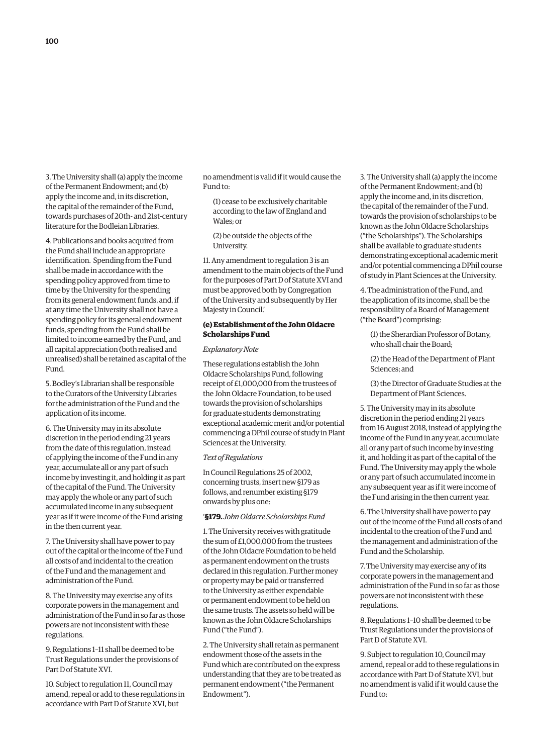3. The University shall (a) apply the income of the Permanent Endowment; and (b) apply the income and, in its discretion, the capital of the remainder of the Fund, towards purchases of 20th- and 21st-century literature for the Bodleian Libraries.

4. Publications and books acquired from the Fund shall include an appropriate identification. Spending from the Fund shall be made in accordance with the spending policy approved from time to time by the University for the spending from its general endowment funds, and, if at any time the University shall not have a spending policy for its general endowment funds, spending from the Fund shall be limited to income earned by the Fund, and all capital appreciation (both realised and unrealised) shall be retained as capital of the Fund.

5. Bodley's Librarian shall be responsible to the Curators of the University Libraries for the administration of the Fund and the application of its income.

6. The University may in its absolute discretion in the period ending 21 years from the date of this regulation, instead of applying the income of the Fund in any year, accumulate all or any part of such income by investing it, and holding it as part of the capital of the Fund. The University may apply the whole or any part of such accumulated income in any subsequent year as if it were income of the Fund arising in the then current year.

7. The University shall have power to pay out of the capital or the income of the Fund all costs of and incidental to the creation of the Fund and the management and administration of the Fund.

8. The University may exercise any of its corporate powers in the management and administration of the Fund in so far as those powers are not inconsistent with these regulations.

9. Regulations 1–11 shall be deemed to be Trust Regulations under the provisions of Part D of Statute XVI.

10. Subject to regulation 11, Council may amend, repeal or add to these regulations in accordance with Part D of Statute XVI, but no amendment is valid if it would cause the Fund to:

(1) cease to be exclusively charitable according to the law of England and Wales; or

(2) be outside the objects of the University.

11. Any amendment to regulation 3 is an amendment to the main objects of the Fund for the purposes of Part D of Statute XVI and must be approved both by Congregation of the University and subsequently by Her Majesty in Council.'

**(e) Establishment of the John Oldacre Scholarships Fund**

*Explanatory Note*

These regulations establish the John Oldacre Scholarships Fund, following receipt of £1,000,000 from the trustees of the John Oldacre Foundation, to be used towards the provision of scholarships for graduate students demonstrating exceptional academic merit and/or potential commencing a DPhil course of study in Plant Sciences at the University.

*Text of Regulations*

In Council Regulations 25 of 2002, concerning trusts, insert new §179 as follows, and renumber existing §179 onwards by plus one:

'**§179.** *John Oldacre Scholarships Fund*

1. The University receives with gratitude the sum of £1,000,000 from the trustees of the John Oldacre Foundation to be held as permanent endowment on the trusts declared in this regulation. Further money or property may be paid or transferred to the University as either expendable or permanent endowment to be held on the same trusts. The assets so held will be known as the John Oldacre Scholarships Fund ("the Fund").

2. The University shall retain as permanent endowment those of the assets in the Fund which are contributed on the express understanding that they are to be treated as permanent endowment ("the Permanent Endowment").

3. The University shall (a) apply the income of the Permanent Endowment; and (b) apply the income and, in its discretion, the capital of the remainder of the Fund, towards the provision of scholarships to be known as the John Oldacre Scholarships ("the Scholarships"). The Scholarships shall be available to graduate students demonstrating exceptional academic merit and/or potential commencing a DPhil course of study in Plant Sciences at the University.

4. The administration of the Fund, and the application of its income, shall be the responsibility of a Board of Management ("the Board") comprising:

(1) the Sherardian Professor of Botany, who shall chair the Board;

(2) the Head of the Department of Plant Sciences; and

(3) the Director of Graduate Studies at the Department of Plant Sciences.

5. The University may in its absolute discretion in the period ending 21 years from 16 August 2018, instead of applying the income of the Fund in any year, accumulate all or any part of such income by investing it, and holding it as part of the capital of the Fund. The University may apply the whole or any part of such accumulated income in any subsequent year as if it were income of the Fund arising in the then current year.

6. The University shall have power to pay out of the income of the Fund all costs of and incidental to the creation of the Fund and the management and administration of the Fund and the Scholarship.

7. The University may exercise any of its corporate powers in the management and administration of the Fund in so far as those powers are not inconsistent with these regulations.

8. Regulations 1–10 shall be deemed to be Trust Regulations under the provisions of Part D of Statute XVI.

9. Subject to regulation 10, Council may amend, repeal or add to these regulations in accordance with Part D of Statute XVI, but no amendment is valid if it would cause the Fund to: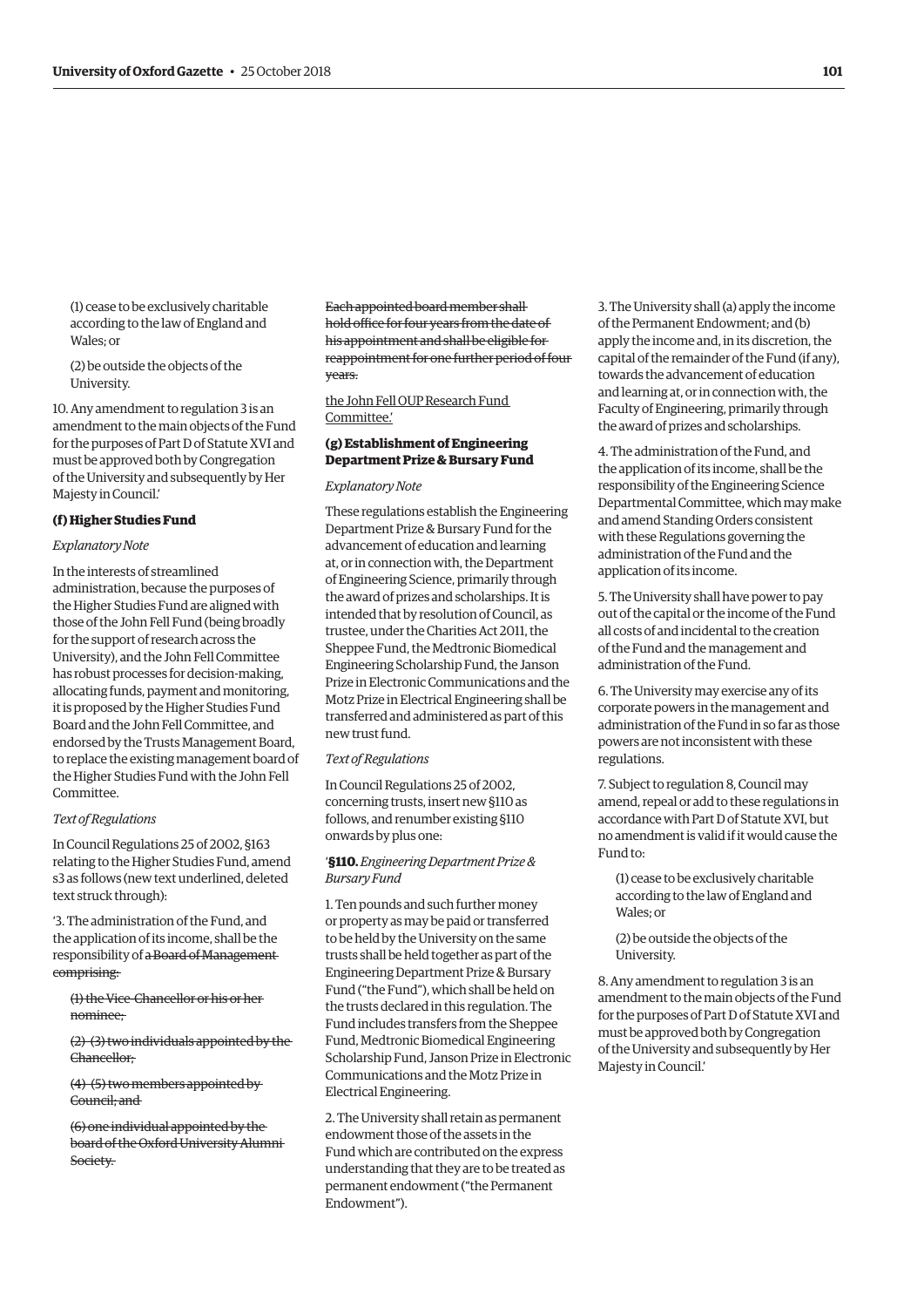(1) cease to be exclusively charitable according to the law of England and Wales; or

(2) be outside the objects of the University.

10. Any amendment to regulation 3 is an amendment to the main objects of the Fund for the purposes of Part D of Statute XVI and must be approved both by Congregation of the University and subsequently by Her Majesty in Council.'

### (f) Higher Studies Fund

*Explanatory Note*

In the interests of streamlined administration, because the purposes of the Higher Studies Fund are aligned with those of the John Fell Fund (being broadly for the support of research across the University), and the John Fell Committee has robust processes for decision-making, allocating funds, payment and monitoring, it is proposed by the Higher Studies Fund Board and the John Fell Committee, and endorsed by the Trusts Management Board, to replace the existing management board of the Higher Studies Fund with the John Fell Committee.

*Text of Regulations*

In Council Regulations 25 of 2002, §163 relating to the Higher Studies Fund, amend s3 as follows (new text underlined, deleted text struck through):

'3. The administration of the Fund, and the application of its income, shall be the responsibility of ~~a Board of Management comprising:~~

~~(1) the Vice-Chancellor or his or her nominee;~~

~~(2)–(3) two individuals appointed by the Chancellor;~~

~~(4)–(5) two members appointed by Council; and~~

~~(6) one individual appointed by the board of the Oxford University Alumni Society.~~

~~Each appointed board member shall hold office for four years from the date of his appointment and shall be eligible for reappointment for one further period of four years.~~

<u>the John Fell OUP Research Fund Committee.</u>'

### (g) Establishment of Engineering Department Prize & Bursary Fund

*Explanatory Note*

These regulations establish the Engineering Department Prize & Bursary Fund for the advancement of education and learning at, or in connection with, the Department of Engineering Science, primarily through the award of prizes and scholarships. It is intended that by resolution of Council, as trustee, under the Charities Act 2011, the Sheppee Fund, the Medtronic Biomedical Engineering Scholarship Fund, the Janson Prize in Electronic Communications and the Motz Prize in Electrical Engineering shall be transferred and administered as part of this new trust fund.

*Text of Regulations*

In Council Regulations 25 of 2002, concerning trusts, insert new §110 as follows, and renumber existing §110 onwards by plus one:

'**§110.** *Engineering Department Prize & Bursary Fund*

1. Ten pounds and such further money or property as may be paid or transferred to be held by the University on the same trusts shall be held together as part of the Engineering Department Prize & Bursary Fund ("the Fund"), which shall be held on the trusts declared in this regulation. The Fund includes transfers from the Sheppee Fund, Medtronic Biomedical Engineering Scholarship Fund, Janson Prize in Electronic Communications and the Motz Prize in Electrical Engineering.

2. The University shall retain as permanent endowment those of the assets in the Fund which are contributed on the express understanding that they are to be treated as permanent endowment ("the Permanent Endowment").

3. The University shall (a) apply the income of the Permanent Endowment; and (b) apply the income and, in its discretion, the capital of the remainder of the Fund (if any), towards the advancement of education and learning at, or in connection with, the Faculty of Engineering, primarily through the award of prizes and scholarships.

4. The administration of the Fund, and the application of its income, shall be the responsibility of the Engineering Science Departmental Committee, which may make and amend Standing Orders consistent with these Regulations governing the administration of the Fund and the application of its income.

5. The University shall have power to pay out of the capital or the income of the Fund all costs of and incidental to the creation of the Fund and the management and administration of the Fund.

6. The University may exercise any of its corporate powers in the management and administration of the Fund in so far as those powers are not inconsistent with these regulations.

7. Subject to regulation 8, Council may amend, repeal or add to these regulations in accordance with Part D of Statute XVI, but no amendment is valid if it would cause the Fund to:

(1) cease to be exclusively charitable according to the law of England and Wales; or

(2) be outside the objects of the University.

8. Any amendment to regulation 3 is an amendment to the main objects of the Fund for the purposes of Part D of Statute XVI and must be approved both by Congregation of the University and subsequently by Her Majesty in Council.'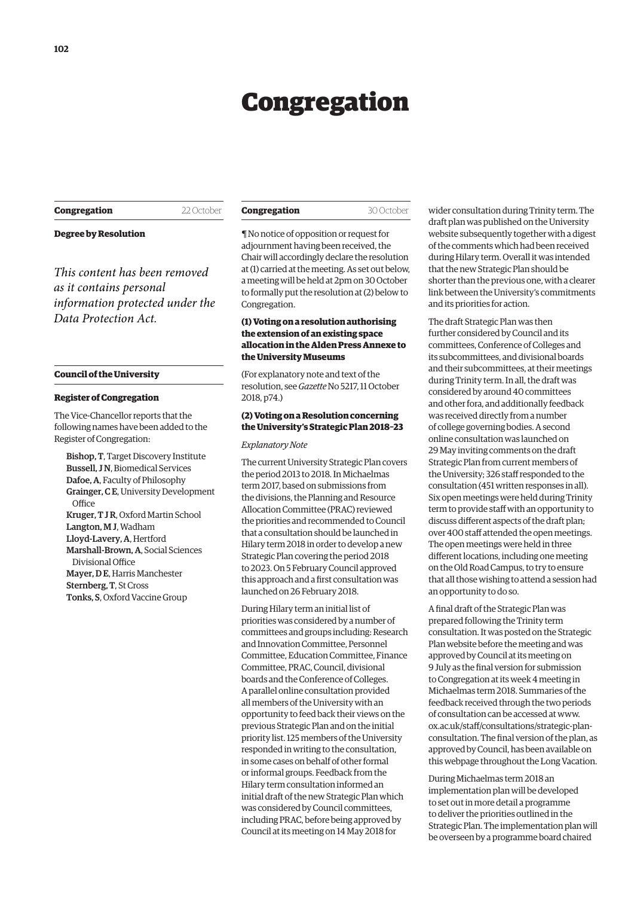# Congregation

**Congregation** 22 October

**Degree by Resolution**

*This content has been removed as it contains personal information protected under the Data Protection Act.*

**Council of the University**

**Register of Congregation**

The Vice-Chancellor reports that the following names have been added to the Register of Congregation:

- Bishop, T, Target Discovery Institute
- Bussell, J N, Biomedical Services
- Dafoe, A, Faculty of Philosophy
- Grainger, C E, University Development Office
- Kruger, T J R, Oxford Martin School
- Langton, M J, Wadham
- Lloyd-Lavery, A, Hertford
- Marshall-Brown, A, Social Sciences Divisional Office
- Mayer, D E, Harris Manchester
- Sternberg, T, St Cross
- Tonks, S, Oxford Vaccine Group

**Congregation** 30 October

¶ No notice of opposition or request for adjournment having been received, the Chair will accordingly declare the resolution at (1) carried at the meeting. As set out below, a meeting will be held at 2pm on 30 October to formally put the resolution at (2) below to Congregation.

**(1) Voting on a resolution authorising the extension of an existing space allocation in the Alden Press Annexe to the University Museums**

(For explanatory note and text of the resolution, see *Gazette* No 5217, 11 October 2018, p74.)

**(2) Voting on a Resolution concerning the University's Strategic Plan 2018–23**

*Explanatory Note*

The current University Strategic Plan covers the period 2013 to 2018. In Michaelmas term 2017, based on submissions from the divisions, the Planning and Resource Allocation Committee (PRAC) reviewed the priorities and recommended to Council that a consultation should be launched in Hilary term 2018 in order to develop a new Strategic Plan covering the period 2018 to 2023. On 5 February Council approved this approach and a first consultation was launched on 26 February 2018.

During Hilary term an initial list of priorities was considered by a number of committees and groups including: Research and Innovation Committee, Personnel Committee, Education Committee, Finance Committee, PRAC, Council, divisional boards and the Conference of Colleges. A parallel online consultation provided all members of the University with an opportunity to feed back their views on the previous Strategic Plan and on the initial priority list. 125 members of the University responded in writing to the consultation, in some cases on behalf of other formal or informal groups. Feedback from the Hilary term consultation informed an initial draft of the new Strategic Plan which was considered by Council committees, including PRAC, before being approved by Council at its meeting on 14 May 2018 for wider consultation during Trinity term. The draft plan was published on the University website subsequently together with a digest of the comments which had been received during Hilary term. Overall it was intended that the new Strategic Plan should be shorter than the previous one, with a clearer link between the University's commitments and its priorities for action.

The draft Strategic Plan was then further considered by Council and its committees, Conference of Colleges and its subcommittees, and divisional boards and their subcommittees, at their meetings during Trinity term. In all, the draft was considered by around 40 committees and other fora, and additionally feedback was received directly from a number of college governing bodies. A second online consultation was launched on 29 May inviting comments on the draft Strategic Plan from current members of the University; 326 staff responded to the consultation (451 written responses in all). Six open meetings were held during Trinity term to provide staff with an opportunity to discuss different aspects of the draft plan; over 400 staff attended the open meetings. The open meetings were held in three different locations, including one meeting on the Old Road Campus, to try to ensure that all those wishing to attend a session had an opportunity to do so.

A final draft of the Strategic Plan was prepared following the Trinity term consultation. It was posted on the Strategic Plan website before the meeting and was approved by Council at its meeting on 9 July as the final version for submission to Congregation at its week 4 meeting in Michaelmas term 2018. Summaries of the feedback received through the two periods of consultation can be accessed at www.ox.ac.uk/staff/consultations/strategic-plan-consultation. The final version of the plan, as approved by Council, has been available on this webpage throughout the Long Vacation.

During Michaelmas term 2018 an implementation plan will be developed to set out in more detail a programme to deliver the priorities outlined in the Strategic Plan. The implementation plan will be overseen by a programme board chaired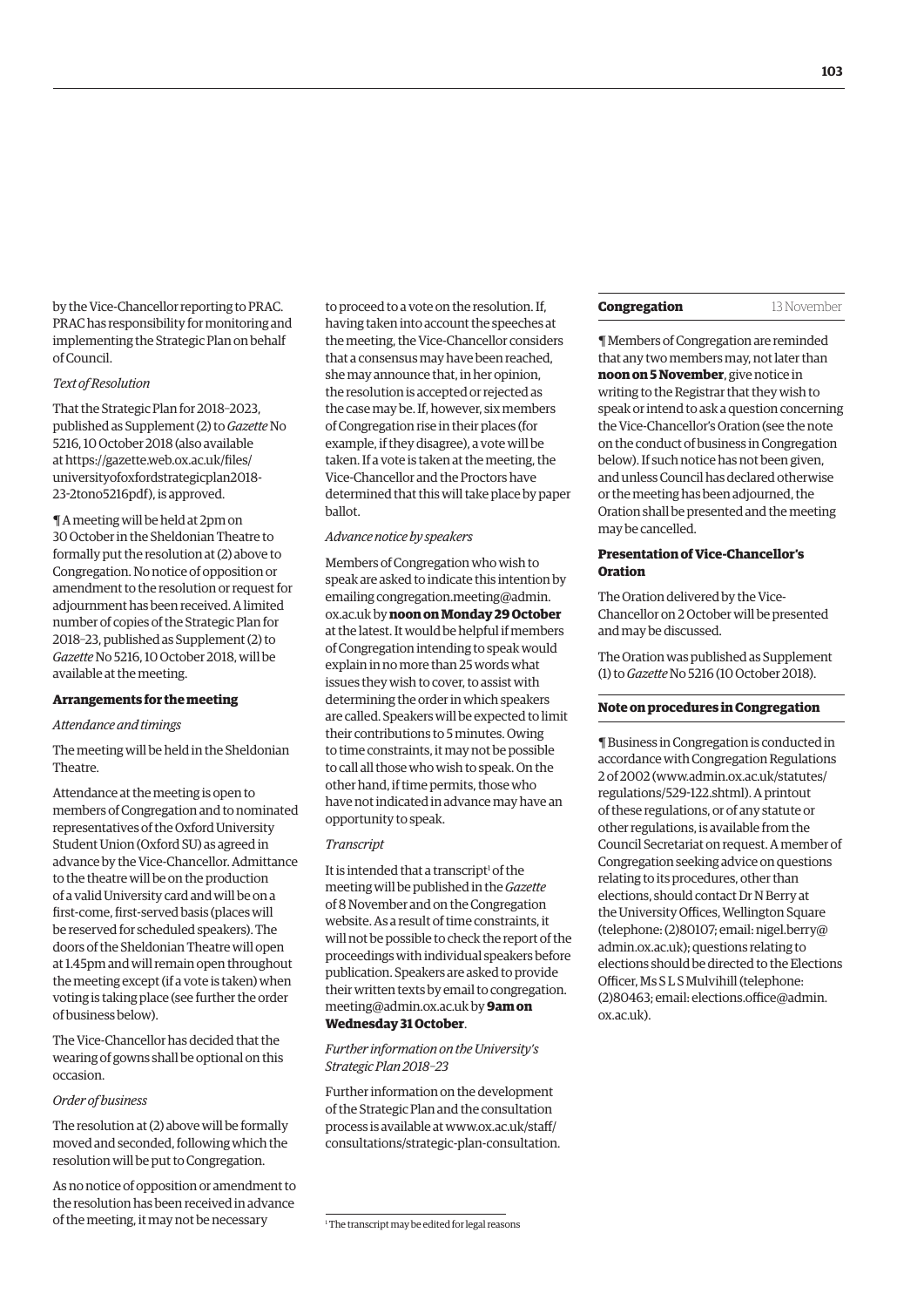by the Vice-Chancellor reporting to PRAC. PRAC has responsibility for monitoring and implementing the Strategic Plan on behalf of Council.

*Text of Resolution*

That the Strategic Plan for 2018–2023, published as Supplement (2) to *Gazette* No 5216, 10 October 2018 (also available at https://gazette.web.ox.ac.uk/files/universityofoxfordstrategicplan2018-23-2tono5216pdf), is approved.

¶ A meeting will be held at 2pm on 30 October in the Sheldonian Theatre to formally put the resolution at (2) above to Congregation. No notice of opposition or amendment to the resolution or request for adjournment has been received. A limited number of copies of the Strategic Plan for 2018–23, published as Supplement (2) to *Gazette* No 5216, 10 October 2018, will be available at the meeting.

### Arrangements for the meeting

*Attendance and timings*

The meeting will be held in the Sheldonian Theatre.

Attendance at the meeting is open to members of Congregation and to nominated representatives of the Oxford University Student Union (Oxford SU) as agreed in advance by the Vice-Chancellor. Admittance to the theatre will be on the production of a valid University card and will be on a first-come, first-served basis (places will be reserved for scheduled speakers). The doors of the Sheldonian Theatre will open at 1.45pm and will remain open throughout the meeting except (if a vote is taken) when voting is taking place (see further the order of business below).

The Vice-Chancellor has decided that the wearing of gowns shall be optional on this occasion.

*Order of business*

The resolution at (2) above will be formally moved and seconded, following which the resolution will be put to Congregation.

As no notice of opposition or amendment to the resolution has been received in advance of the meeting, it may not be necessary to proceed to a vote on the resolution. If, having taken into account the speeches at the meeting, the Vice-Chancellor considers that a consensus may have been reached, she may announce that, in her opinion, the resolution is accepted or rejected as the case may be. If, however, six members of Congregation rise in their places (for example, if they disagree), a vote will be taken. If a vote is taken at the meeting, the Vice-Chancellor and the Proctors have determined that this will take place by paper ballot.

*Advance notice by speakers*

Members of Congregation who wish to speak are asked to indicate this intention by emailing congregation.meeting@admin.ox.ac.uk by **noon on Monday 29 October** at the latest. It would be helpful if members of Congregation intending to speak would explain in no more than 25 words what issues they wish to cover, to assist with determining the order in which speakers are called. Speakers will be expected to limit their contributions to 5 minutes. Owing to time constraints, it may not be possible to call all those who wish to speak. On the other hand, if time permits, those who have not indicated in advance may have an opportunity to speak.

*Transcript*

It is intended that a transcript[1] of the meeting will be published in the *Gazette* of 8 November and on the Congregation website. As a result of time constraints, it will not be possible to check the report of the proceedings with individual speakers before publication. Speakers are asked to provide their written texts by email to congregation.meeting@admin.ox.ac.uk by **9am on Wednesday 31 October**.

*Further information on the University's Strategic Plan 2018–23*

Further information on the development of the Strategic Plan and the consultation process is available at www.ox.ac.uk/staff/consultations/strategic-plan-consultation.

[1] The transcript may be edited for legal reasons

## Congregation — 13 November

¶ Members of Congregation are reminded that any two members may, not later than **noon on 5 November**, give notice in writing to the Registrar that they wish to speak or intend to ask a question concerning the Vice-Chancellor's Oration (see the note on the conduct of business in Congregation below). If such notice has not been given, and unless Council has declared otherwise or the meeting has been adjourned, the Oration shall be presented and the meeting may be cancelled.

### Presentation of Vice-Chancellor's Oration

The Oration delivered by the Vice-Chancellor on 2 October will be presented and may be discussed.

The Oration was published as Supplement (1) to *Gazette* No 5216 (10 October 2018).

## Note on procedures in Congregation

¶ Business in Congregation is conducted in accordance with Congregation Regulations 2 of 2002 (www.admin.ox.ac.uk/statutes/regulations/529-122.shtml). A printout of these regulations, or of any statute or other regulations, is available from the Council Secretariat on request. A member of Congregation seeking advice on questions relating to its procedures, other than elections, should contact Dr N Berry at the University Offices, Wellington Square (telephone: (2)80107; email: nigel.berry@admin.ox.ac.uk); questions relating to elections should be directed to the Elections Officer, Ms S L S Mulvihill (telephone: (2)80463; email: elections.office@admin.ox.ac.uk).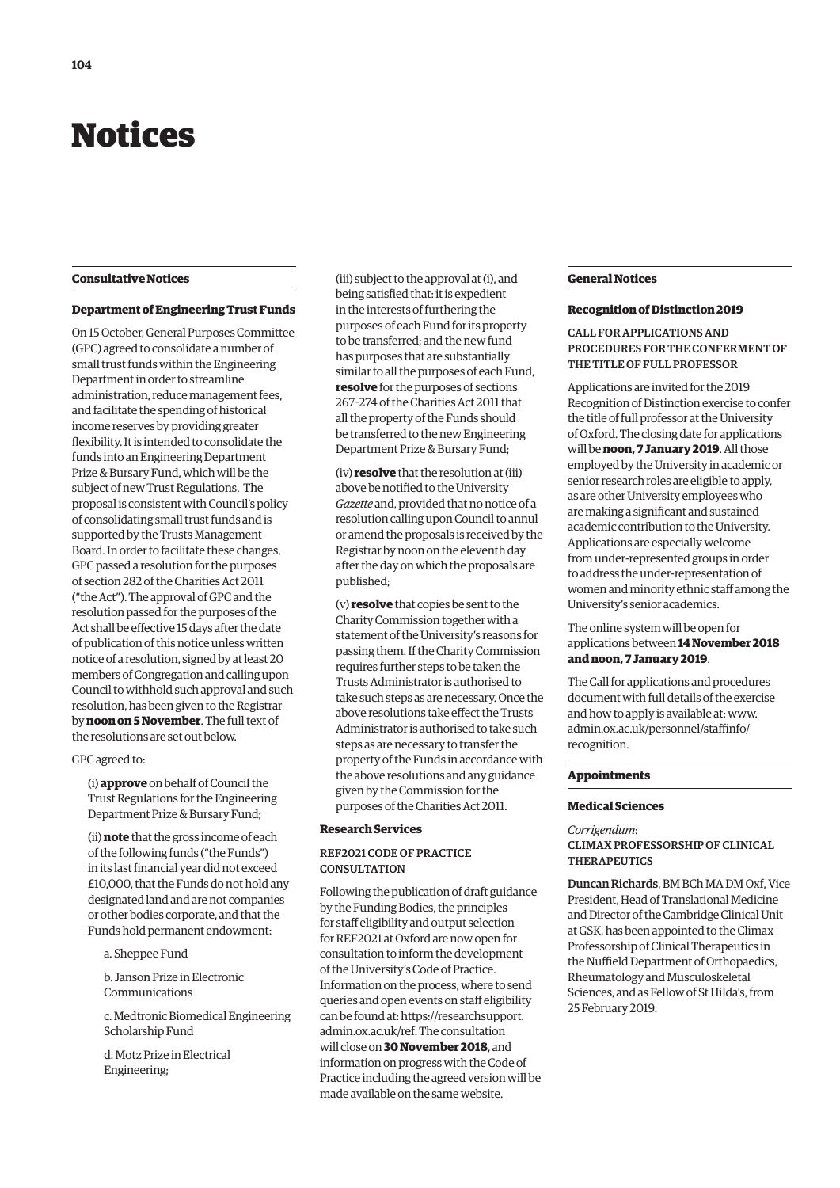# Notices

## Consultative Notices

### Department of Engineering Trust Funds

On 15 October, General Purposes Committee (GPC) agreed to consolidate a number of small trust funds within the Engineering Department in order to streamline administration, reduce management fees, and facilitate the spending of historical income reserves by providing greater flexibility. It is intended to consolidate the funds into an Engineering Department Prize & Bursary Fund, which will be the subject of new Trust Regulations. The proposal is consistent with Council's policy of consolidating small trust funds and is supported by the Trusts Management Board. In order to facilitate these changes, GPC passed a resolution for the purposes of section 282 of the Charities Act 2011 ("the Act"). The approval of GPC and the resolution passed for the purposes of the Act shall be effective 15 days after the date of publication of this notice unless written notice of a resolution, signed by at least 20 members of Congregation and calling upon Council to withhold such approval and such resolution, has been given to the Registrar by **noon on 5 November**. The full text of the resolutions are set out below.

GPC agreed to:

(i) **approve** on behalf of Council the Trust Regulations for the Engineering Department Prize & Bursary Fund;

(ii) **note** that the gross income of each of the following funds ("the Funds") in its last financial year did not exceed £10,000, that the Funds do not hold any designated land and are not companies or other bodies corporate, and that the Funds hold permanent endowment:

a. Sheppee Fund

b. Janson Prize in Electronic Communications

c. Medtronic Biomedical Engineering Scholarship Fund

d. Motz Prize in Electrical Engineering;

(iii) subject to the approval at (i), and being satisfied that: it is expedient in the interests of furthering the purposes of each Fund for its property to be transferred; and the new fund has purposes that are substantially similar to all the purposes of each Fund, **resolve** for the purposes of sections 267–274 of the Charities Act 2011 that all the property of the Funds should be transferred to the new Engineering Department Prize & Bursary Fund;

(iv) **resolve** that the resolution at (iii) above be notified to the University *Gazette* and, provided that no notice of a resolution calling upon Council to annul or amend the proposals is received by the Registrar by noon on the eleventh day after the day on which the proposals are published;

(v) **resolve** that copies be sent to the Charity Commission together with a statement of the University's reasons for passing them. If the Charity Commission requires further steps to be taken the Trusts Administrator is authorised to take such steps as are necessary. Once the above resolutions take effect the Trusts Administrator is authorised to take such steps as are necessary to transfer the property of the Funds in accordance with the above resolutions and any guidance given by the Commission for the purposes of the Charities Act 2011.

### Research Services

#### REF2021 CODE OF PRACTICE CONSULTATION

Following the publication of draft guidance by the Funding Bodies, the principles for staff eligibility and output selection for REF2021 at Oxford are now open for consultation to inform the development of the University's Code of Practice. Information on the process, where to send queries and open events on staff eligibility can be found at: https://researchsupport.admin.ox.ac.uk/ref. The consultation will close on **30 November 2018**, and information on progress with the Code of Practice including the agreed version will be made available on the same website.

## General Notices

### Recognition of Distinction 2019

#### CALL FOR APPLICATIONS AND PROCEDURES FOR THE CONFERMENT OF THE TITLE OF FULL PROFESSOR

Applications are invited for the 2019 Recognition of Distinction exercise to confer the title of full professor at the University of Oxford. The closing date for applications will be **noon, 7 January 2019**. All those employed by the University in academic or senior research roles are eligible to apply, as are other University employees who are making a significant and sustained academic contribution to the University. Applications are especially welcome from under-represented groups in order to address the under-representation of women and minority ethnic staff among the University's senior academics.

The online system will be open for applications between **14 November 2018 and noon, 7 January 2019**.

The Call for applications and procedures document with full details of the exercise and how to apply is available at: www.admin.ox.ac.uk/personnel/staffinfo/recognition.

## Appointments

### Medical Sciences

*Corrigendum*:
CLIMAX PROFESSORSHIP OF CLINICAL THERAPEUTICS

**Duncan Richards**, BM BCh MA DM Oxf, Vice President, Head of Translational Medicine and Director of the Cambridge Clinical Unit at GSK, has been appointed to the Climax Professorship of Clinical Therapeutics in the Nuffield Department of Orthopaedics, Rheumatology and Musculoskeletal Sciences, and as Fellow of St Hilda's, from 25 February 2019.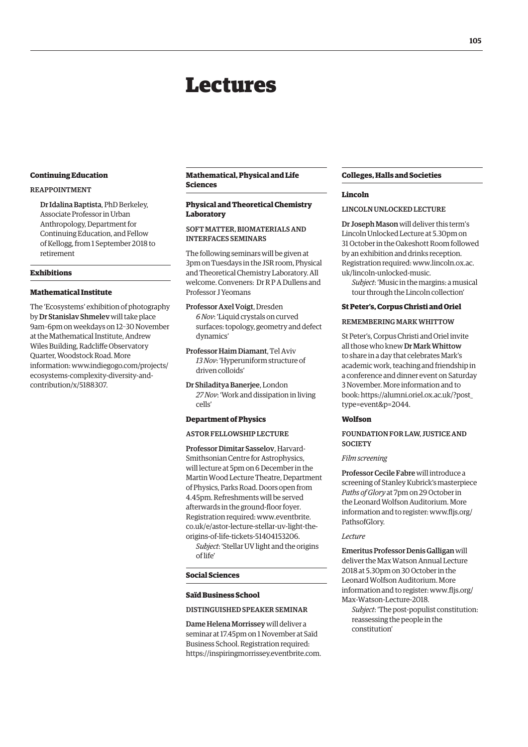# Lectures

## Continuing Education

### REAPPOINTMENT

**Dr Idalina Baptista**, PhD Berkeley, Associate Professor in Urban Anthropology, Department for Continuing Education, and Fellow of Kellogg, from 1 September 2018 to retirement

## Exhibitions

### Mathematical Institute

The 'Ecosystems' exhibition of photography by **Dr Stanislav Shmelev** will take place 9am–6pm on weekdays on 12–30 November at the Mathematical Institute, Andrew Wiles Building, Radcliffe Observatory Quarter, Woodstock Road. More information: www.indiegogo.com/projects/ecosystems-complexity-diversity-and-contribution/x/5188307.

## Mathematical, Physical and Life Sciences

### Physical and Theoretical Chemistry Laboratory

#### SOFT MATTER, BIOMATERIALS AND INTERFACES SEMINARS

The following seminars will be given at 3pm on Tuesdays in the JSR room, Physical and Theoretical Chemistry Laboratory. All welcome. Conveners: Dr R P A Dullens and Professor J Yeomans

**Professor Axel Voigt**, Dresden
*6 Nov*: 'Liquid crystals on curved surfaces: topology, geometry and defect dynamics'

**Professor Haim Diamant**, Tel Aviv
*13 Nov*: 'Hyperuniform structure of driven colloids'

**Dr Shiladitya Banerjee**, London
*27 Nov*: 'Work and dissipation in living cells'

### Department of Physics

#### ASTOR FELLOWSHIP LECTURE

**Professor Dimitar Sasselov**, Harvard-Smithsonian Centre for Astrophysics, will lecture at 5pm on 6 December in the Martin Wood Lecture Theatre, Department of Physics, Parks Road. Doors open from 4.45pm. Refreshments will be served afterwards in the ground-floor foyer. Registration required: www.eventbrite.co.uk/e/astor-lecture-stellar-uv-light-the-origins-of-life-tickets-51404153206.

*Subject*: 'Stellar UV light and the origins of life'

## Social Sciences

### Saïd Business School

#### DISTINGUISHED SPEAKER SEMINAR

**Dame Helena Morrissey** will deliver a seminar at 17.45pm on 1 November at Saïd Business School. Registration required: https://inspiringmorrissey.eventbrite.com.

## Colleges, Halls and Societies

### Lincoln

#### LINCOLN UNLOCKED LECTURE

**Dr Joseph Mason** will deliver this term's Lincoln Unlocked Lecture at 5.30pm on 31 October in the Oakeshott Room followed by an exhibition and drinks reception. Registration required: www.lincoln.ox.ac.uk/lincoln-unlocked-music.

*Subject*: 'Music in the margins: a musical tour through the Lincoln collection'

### St Peter's, Corpus Christi and Oriel

#### REMEMBERING MARK WHITTOW

St Peter's, Corpus Christi and Oriel invite all those who knew **Dr Mark Whittow** to share in a day that celebrates Mark's academic work, teaching and friendship in a conference and dinner event on Saturday 3 November. More information and to book: https://alumni.oriel.ox.ac.uk/?post_type=event&p=2044.

### Wolfson

#### FOUNDATION FOR LAW, JUSTICE AND SOCIETY

*Film screening*

**Professor Cecile Fabre** will introduce a screening of Stanley Kubrick's masterpiece *Paths of Glory* at 7pm on 29 October in the Leonard Wolfson Auditorium. More information and to register: www.fljs.org/PathsofGlory.

*Lecture*

**Emeritus Professor Denis Galligan** will deliver the Max Watson Annual Lecture 2018 at 5.30pm on 30 October in the Leonard Wolfson Auditorium. More information and to register: www.fljs.org/Max-Watson-Lecture-2018.

*Subject*: 'The post-populist constitution: reassessing the people in the constitution'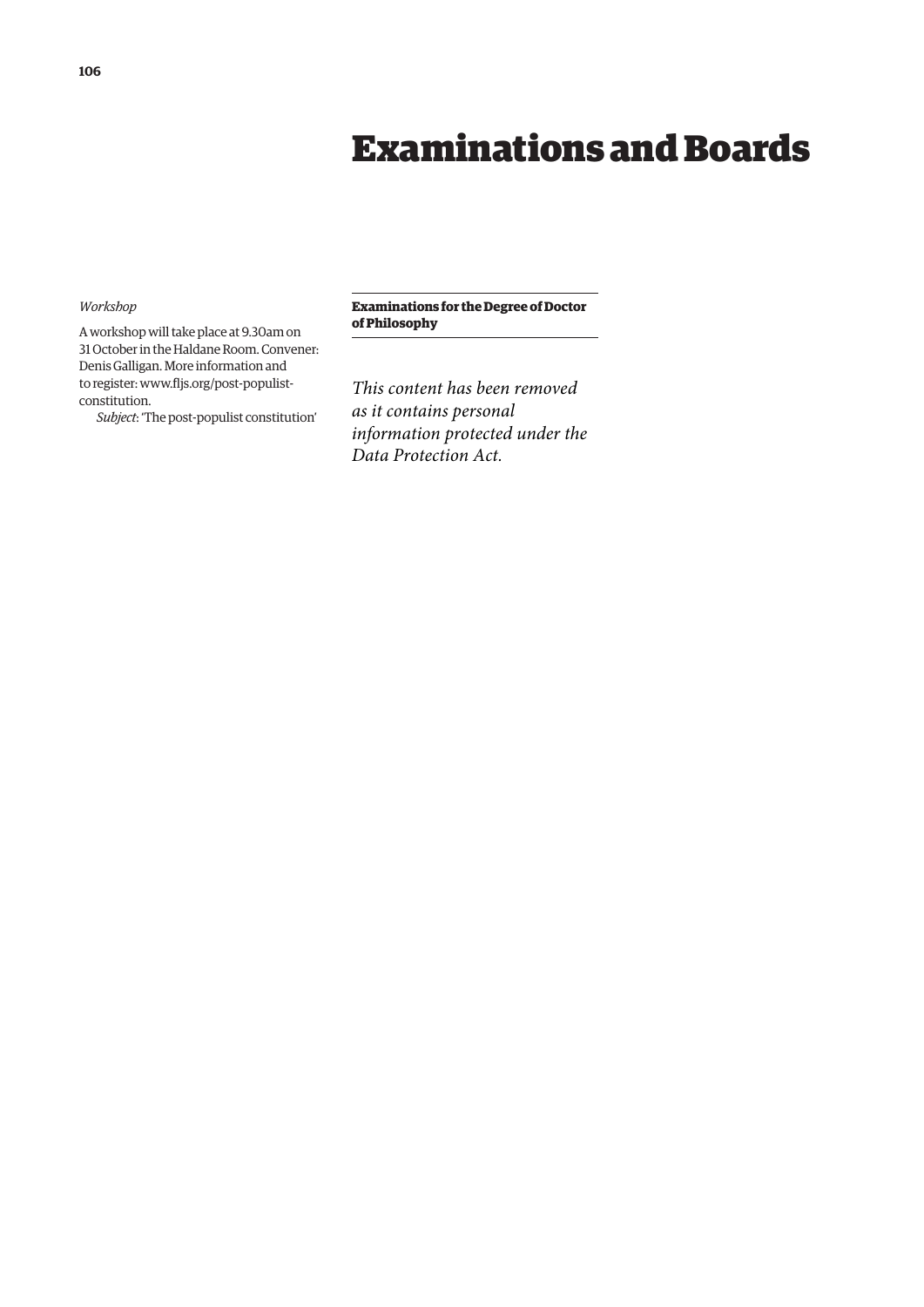# Examinations and Boards

*Workshop*

A workshop will take place at 9.30am on 31 October in the Haldane Room. Convener: Denis Galligan. More information and to register: www.fljs.org/post-populist-constitution.

*Subject*: 'The post-populist constitution'

**Examinations for the Degree of Doctor of Philosophy**

*This content has been removed as it contains personal information protected under the Data Protection Act.*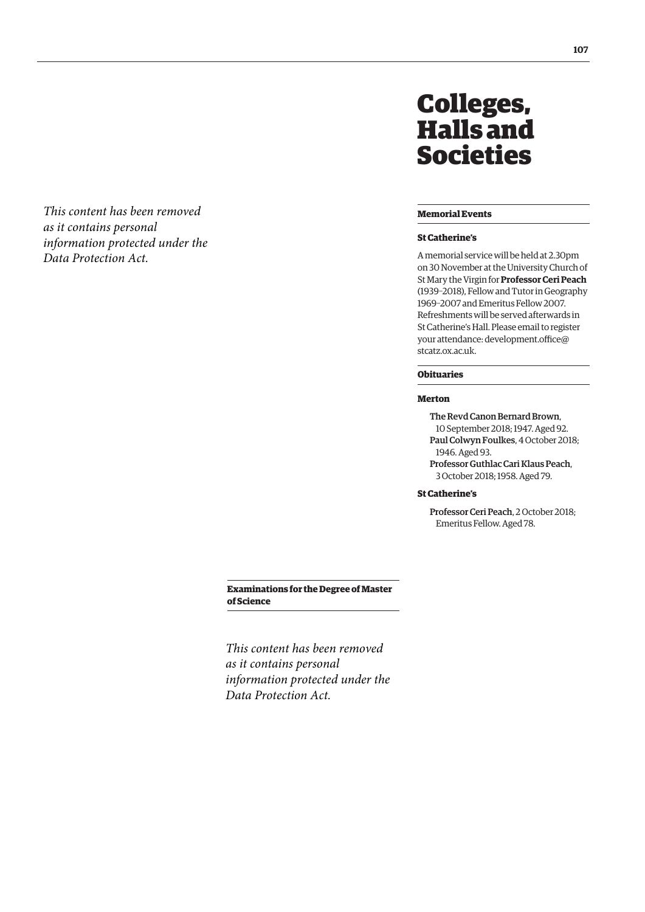*This content has been removed as it contains personal information protected under the Data Protection Act.*

# Colleges, Halls and Societies

### Memorial Events

#### St Catherine's

A memorial service will be held at 2.30pm on 30 November at the University Church of St Mary the Virgin for **Professor Ceri Peach** (1939–2018), Fellow and Tutor in Geography 1969–2007 and Emeritus Fellow 2007. Refreshments will be served afterwards in St Catherine's Hall. Please email to register your attendance: development.office@stcatz.ox.ac.uk.

### Obituaries

#### Merton

The Revd Canon Bernard Brown, 10 September 2018; 1947. Aged 92.

Paul Colwyn Foulkes, 4 October 2018; 1946. Aged 93.

Professor Guthlac Cari Klaus Peach, 3 October 2018; 1958. Aged 79.

#### St Catherine's

Professor Ceri Peach, 2 October 2018; Emeritus Fellow. Aged 78.

### Examinations for the Degree of Master of Science

*This content has been removed as it contains personal information protected under the Data Protection Act.*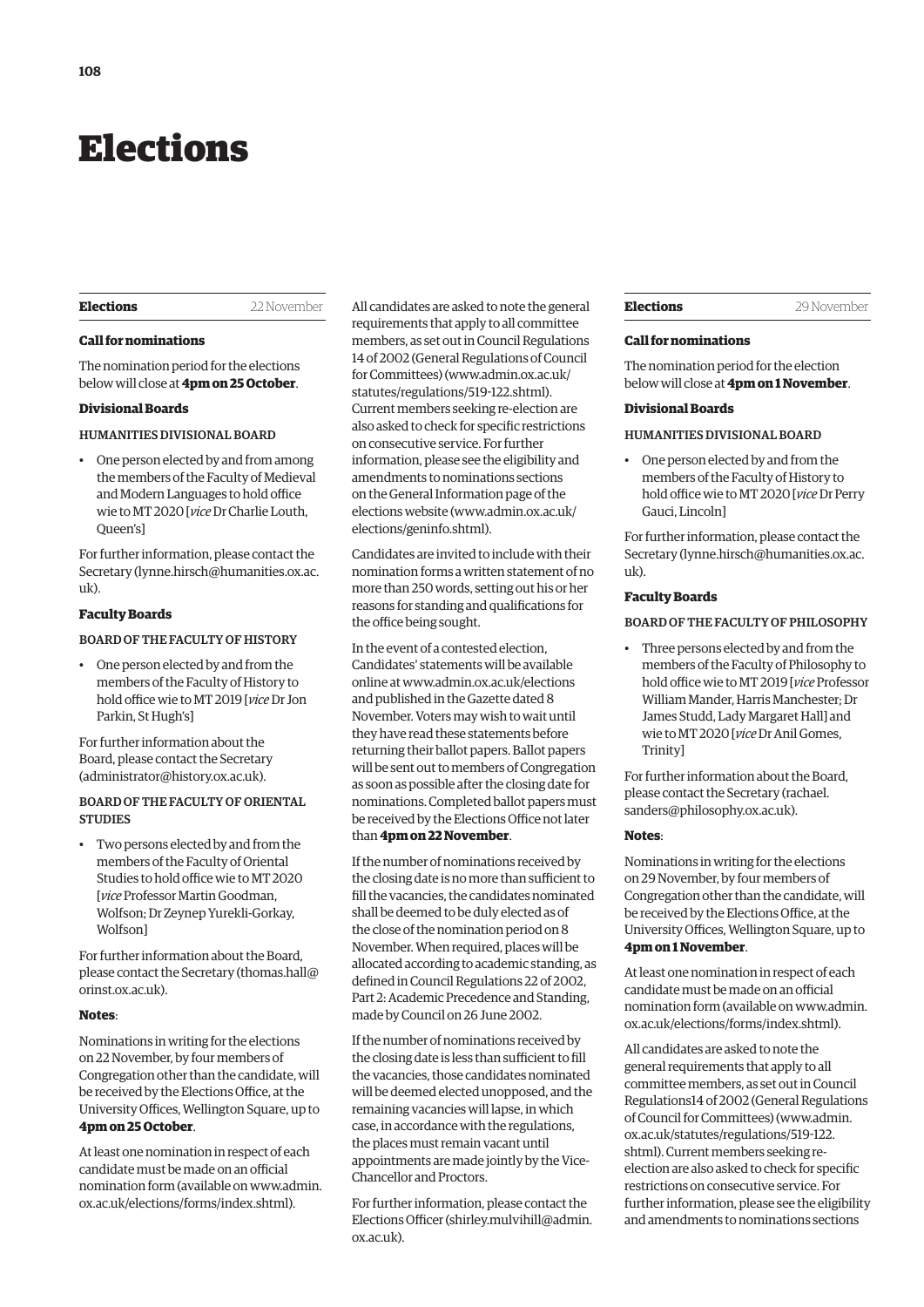# Elections

## Elections 22 November

### Call for nominations

The nomination period for the elections below will close at **4pm on 25 October**.

### Divisional Boards

#### HUMANITIES DIVISIONAL BOARD

- One person elected by and from among the members of the Faculty of Medieval and Modern Languages to hold office wie to MT 2020 [*vice* Dr Charlie Louth, Queen's]

For further information, please contact the Secretary (lynne.hirsch@humanities.ox.ac.uk).

### Faculty Boards

#### BOARD OF THE FACULTY OF HISTORY

- One person elected by and from the members of the Faculty of History to hold office wie to MT 2019 [*vice* Dr Jon Parkin, St Hugh's]

For further information about the Board, please contact the Secretary (administrator@history.ox.ac.uk).

#### BOARD OF THE FACULTY OF ORIENTAL STUDIES

- Two persons elected by and from the members of the Faculty of Oriental Studies to hold office wie to MT 2020 [*vice* Professor Martin Goodman, Wolfson; Dr Zeynep Yurekli-Gorkay, Wolfson]

For further information about the Board, please contact the Secretary (thomas.hall@orinst.ox.ac.uk).

**Notes**:

Nominations in writing for the elections on 22 November, by four members of Congregation other than the candidate, will be received by the Elections Office, at the University Offices, Wellington Square, up to **4pm on 25 October**.

At least one nomination in respect of each candidate must be made on an official nomination form (available on www.admin.ox.ac.uk/elections/forms/index.shtml).

All candidates are asked to note the general requirements that apply to all committee members, as set out in Council Regulations 14 of 2002 (General Regulations of Council for Committees) (www.admin.ox.ac.uk/statutes/regulations/519-122.shtml). Current members seeking re-election are also asked to check for specific restrictions on consecutive service. For further information, please see the eligibility and amendments to nominations sections on the General Information page of the elections website (www.admin.ox.ac.uk/elections/geninfo.shtml).

Candidates are invited to include with their nomination forms a written statement of no more than 250 words, setting out his or her reasons for standing and qualifications for the office being sought.

In the event of a contested election, Candidates' statements will be available online at www.admin.ox.ac.uk/elections and published in the Gazette dated 8 November. Voters may wish to wait until they have read these statements before returning their ballot papers. Ballot papers will be sent out to members of Congregation as soon as possible after the closing date for nominations. Completed ballot papers must be received by the Elections Office not later than **4pm on 22 November**.

If the number of nominations received by the closing date is no more than sufficient to fill the vacancies, the candidates nominated shall be deemed to be duly elected as of the close of the nomination period on 8 November. When required, places will be allocated according to academic standing, as defined in Council Regulations 22 of 2002, Part 2: Academic Precedence and Standing, made by Council on 26 June 2002.

If the number of nominations received by the closing date is less than sufficient to fill the vacancies, those candidates nominated will be deemed elected unopposed, and the remaining vacancies will lapse, in which case, in accordance with the regulations, the places must remain vacant until appointments are made jointly by the Vice-Chancellor and Proctors.

For further information, please contact the Elections Officer (shirley.mulvihill@admin.ox.ac.uk).

## Elections 29 November

### Call for nominations

The nomination period for the election below will close at **4pm on 1 November**.

### Divisional Boards

#### HUMANITIES DIVISIONAL BOARD

- One person elected by and from the members of the Faculty of History to hold office wie to MT 2020 [*vice* Dr Perry Gauci, Lincoln]

For further information, please contact the Secretary (lynne.hirsch@humanities.ox.ac.uk).

### Faculty Boards

#### BOARD OF THE FACULTY OF PHILOSOPHY

- Three persons elected by and from the members of the Faculty of Philosophy to hold office wie to MT 2019 [*vice* Professor William Mander, Harris Manchester; Dr James Studd, Lady Margaret Hall] and wie to MT 2020 [*vice* Dr Anil Gomes, Trinity]

For further information about the Board, please contact the Secretary (rachael.sanders@philosophy.ox.ac.uk).

**Notes**:

Nominations in writing for the elections on 29 November, by four members of Congregation other than the candidate, will be received by the Elections Office, at the University Offices, Wellington Square, up to **4pm on 1 November**.

At least one nomination in respect of each candidate must be made on an official nomination form (available on www.admin.ox.ac.uk/elections/forms/index.shtml).

All candidates are asked to note the general requirements that apply to all committee members, as set out in Council Regulations14 of 2002 (General Regulations of Council for Committees) (www.admin.ox.ac.uk/statutes/regulations/519-122.shtml). Current members seeking re-election are also asked to check for specific restrictions on consecutive service. For further information, please see the eligibility and amendments to nominations sections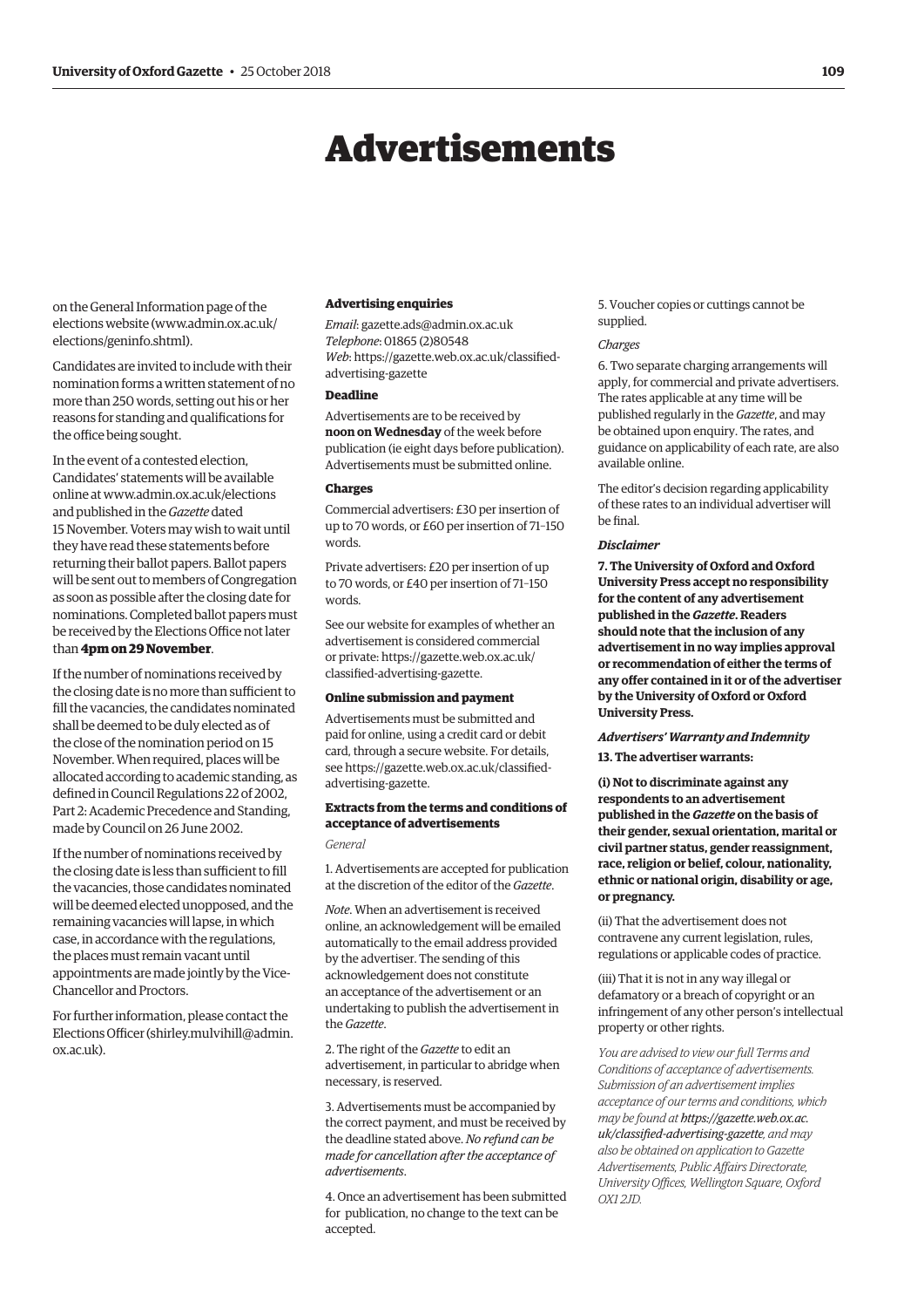# Advertisements

on the General Information page of the elections website (www.admin.ox.ac.uk/elections/geninfo.shtml).

Candidates are invited to include with their nomination forms a written statement of no more than 250 words, setting out his or her reasons for standing and qualifications for the office being sought.

In the event of a contested election, Candidates' statements will be available online at www.admin.ox.ac.uk/elections and published in the *Gazette* dated 15 November. Voters may wish to wait until they have read these statements before returning their ballot papers. Ballot papers will be sent out to members of Congregation as soon as possible after the closing date for nominations. Completed ballot papers must be received by the Elections Office not later than **4pm on 29 November**.

If the number of nominations received by the closing date is no more than sufficient to fill the vacancies, the candidates nominated shall be deemed to be duly elected as of the close of the nomination period on 15 November. When required, places will be allocated according to academic standing, as defined in Council Regulations 22 of 2002, Part 2: Academic Precedence and Standing, made by Council on 26 June 2002.

If the number of nominations received by the closing date is less than sufficient to fill the vacancies, those candidates nominated will be deemed elected unopposed, and the remaining vacancies will lapse, in which case, in accordance with the regulations, the places must remain vacant until appointments are made jointly by the Vice-Chancellor and Proctors.

For further information, please contact the Elections Officer (shirley.mulvihill@admin.ox.ac.uk).

### Advertising enquiries

*Email*: gazette.ads@admin.ox.ac.uk
*Telephone*: 01865 (2)80548
*Web*: https://gazette.web.ox.ac.uk/classified-advertising-gazette

### Deadline

Advertisements are to be received by **noon on Wednesday** of the week before publication (ie eight days before publication). Advertisements must be submitted online.

### Charges

Commercial advertisers: £30 per insertion of up to 70 words, or £60 per insertion of 71–150 words.

Private advertisers: £20 per insertion of up to 70 words, or £40 per insertion of 71–150 words.

See our website for examples of whether an advertisement is considered commercial or private: https://gazette.web.ox.ac.uk/classified-advertising-gazette.

### Online submission and payment

Advertisements must be submitted and paid for online, using a credit card or debit card, through a secure website. For details, see https://gazette.web.ox.ac.uk/classified-advertising-gazette.

### Extracts from the terms and conditions of acceptance of advertisements

*General*

1. Advertisements are accepted for publication at the discretion of the editor of the *Gazette*.

*Note*. When an advertisement is received online, an acknowledgement will be emailed automatically to the email address provided by the advertiser. The sending of this acknowledgement does not constitute an acceptance of the advertisement or an undertaking to publish the advertisement in the *Gazette*.

2. The right of the *Gazette* to edit an advertisement, in particular to abridge when necessary, is reserved.

3. Advertisements must be accompanied by the correct payment, and must be received by the deadline stated above. *No refund can be made for cancellation after the acceptance of advertisements*.

4. Once an advertisement has been submitted for publication, no change to the text can be accepted.

5. Voucher copies or cuttings cannot be supplied.

*Charges*

6. Two separate charging arrangements will apply, for commercial and private advertisers. The rates applicable at any time will be published regularly in the *Gazette*, and may be obtained upon enquiry. The rates, and guidance on applicability of each rate, are also available online.

The editor's decision regarding applicability of these rates to an individual advertiser will be final.

***Disclaimer***

**7. The University of Oxford and Oxford University Press accept no responsibility for the content of any advertisement published in the *Gazette*. Readers should note that the inclusion of any advertisement in no way implies approval or recommendation of either the terms of any offer contained in it or of the advertiser by the University of Oxford or Oxford University Press.**

***Advertisers' Warranty and Indemnity***

**13. The advertiser warrants:**

**(i) Not to discriminate against any respondents to an advertisement published in the *Gazette* on the basis of their gender, sexual orientation, marital or civil partner status, gender reassignment, race, religion or belief, colour, nationality, ethnic or national origin, disability or age, or pregnancy.**

(ii) That the advertisement does not contravene any current legislation, rules, regulations or applicable codes of practice.

(iii) That it is not in any way illegal or defamatory or a breach of copyright or an infringement of any other person's intellectual property or other rights.

*You are advised to view our full Terms and Conditions of acceptance of advertisements. Submission of an advertisement implies acceptance of our terms and conditions, which may be found at **https://gazette.web.ox.ac.uk/classified-advertising-gazette**, and may also be obtained on application to Gazette Advertisements, Public Affairs Directorate, University Offices, Wellington Square, Oxford OX1 2JD.*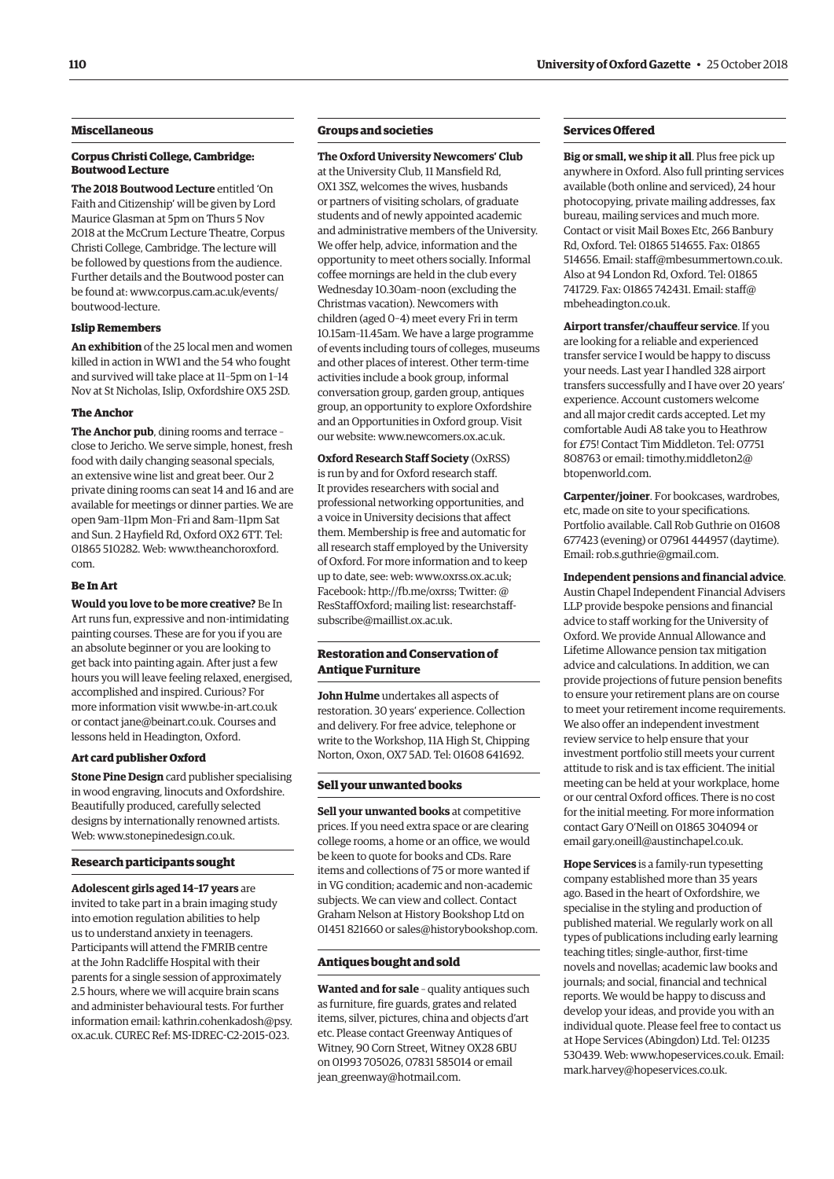## Miscellaneous

### Corpus Christi College, Cambridge: Boutwood Lecture

**The 2018 Boutwood Lecture** entitled 'On Faith and Citizenship' will be given by Lord Maurice Glasman at 5pm on Thurs 5 Nov 2018 at the McCrum Lecture Theatre, Corpus Christi College, Cambridge. The lecture will be followed by questions from the audience. Further details and the Boutwood poster can be found at: www.corpus.cam.ac.uk/events/boutwood-lecture.

### Islip Remembers

**An exhibition** of the 25 local men and women killed in action in WW1 and the 54 who fought and survived will take place at 11–5pm on 1–14 Nov at St Nicholas, Islip, Oxfordshire OX5 2SD.

### The Anchor

**The Anchor pub**, dining rooms and terrace – close to Jericho. We serve simple, honest, fresh food with daily changing seasonal specials, an extensive wine list and great beer. Our 2 private dining rooms can seat 14 and 16 and are available for meetings or dinner parties. We are open 9am–11pm Mon–Fri and 8am–11pm Sat and Sun. 2 Hayfield Rd, Oxford OX2 6TT. Tel: 01865 510282. Web: www.theanchoroxford.com.

### Be In Art

**Would you love to be more creative?** Be In Art runs fun, expressive and non-intimidating painting courses. These are for you if you are an absolute beginner or you are looking to get back into painting again. After just a few hours you will leave feeling relaxed, energised, accomplished and inspired. Curious? For more information visit www.be-in-art.co.uk or contact jane@beinart.co.uk. Courses and lessons held in Headington, Oxford.

### Art card publisher Oxford

**Stone Pine Design** card publisher specialising in wood engraving, linocuts and Oxfordshire. Beautifully produced, carefully selected designs by internationally renowned artists. Web: www.stonepinedesign.co.uk.

## Research participants sought

**Adolescent girls aged 14–17 years** are invited to take part in a brain imaging study into emotion regulation abilities to help us to understand anxiety in teenagers. Participants will attend the FMRIB centre at the John Radcliffe Hospital with their parents for a single session of approximately 2.5 hours, where we will acquire brain scans and administer behavioural tests. For further information email: kathrin.cohenkadosh@psy.ox.ac.uk. CUREC Ref: MS-IDREC-C2-2015-023.

## Groups and societies

**The Oxford University Newcomers' Club** at the University Club, 11 Mansfield Rd, OX1 3SZ, welcomes the wives, husbands or partners of visiting scholars, of graduate students and of newly appointed academic and administrative members of the University. We offer help, advice, information and the opportunity to meet others socially. Informal coffee mornings are held in the club every Wednesday 10.30am–noon (excluding the Christmas vacation). Newcomers with children (aged 0–4) meet every Fri in term 10.15am–11.45am. We have a large programme of events including tours of colleges, museums and other places of interest. Other term-time activities include a book group, informal conversation group, garden group, antiques group, an opportunity to explore Oxfordshire and an Opportunities in Oxford group. Visit our website: www.newcomers.ox.ac.uk.

**Oxford Research Staff Society** (OxRSS) is run by and for Oxford research staff. It provides researchers with social and professional networking opportunities, and a voice in University decisions that affect them. Membership is free and automatic for all research staff employed by the University of Oxford. For more information and to keep up to date, see: web: www.oxrss.ox.ac.uk; Facebook: http://fb.me/oxrss; Twitter: @ResStaffOxford; mailing list: researchstaff-subscribe@maillist.ox.ac.uk.

## Restoration and Conservation of Antique Furniture

**John Hulme** undertakes all aspects of restoration. 30 years' experience. Collection and delivery. For free advice, telephone or write to the Workshop, 11A High St, Chipping Norton, Oxon, OX7 5AD. Tel: 01608 641692.

## Sell your unwanted books

**Sell your unwanted books** at competitive prices. If you need extra space or are clearing college rooms, a home or an office, we would be keen to quote for books and CDs. Rare items and collections of 75 or more wanted if in VG condition; academic and non-academic subjects. We can view and collect. Contact Graham Nelson at History Bookshop Ltd on 01451 821660 or sales@historybookshop.com.

## Antiques bought and sold

**Wanted and for sale** – quality antiques such as furniture, fire guards, grates and related items, silver, pictures, china and objects d'art etc. Please contact Greenway Antiques of Witney, 90 Corn Street, Witney OX28 6BU on 01993 705026, 07831 585014 or email jean_greenway@hotmail.com.

## Services Offered

**Big or small, we ship it all**. Plus free pick up anywhere in Oxford. Also full printing services available (both online and serviced), 24 hour photocopying, private mailing addresses, fax bureau, mailing services and much more. Contact or visit Mail Boxes Etc, 266 Banbury Rd, Oxford. Tel: 01865 514655. Fax: 01865 514656. Email: staff@mbesummertown.co.uk. Also at 94 London Rd, Oxford. Tel: 01865 741729. Fax: 01865 742431. Email: staff@mbeheadington.co.uk.

**Airport transfer/chauffeur service**. If you are looking for a reliable and experienced transfer service I would be happy to discuss your needs. Last year I handled 328 airport transfers successfully and I have over 20 years' experience. Account customers welcome and all major credit cards accepted. Let my comfortable Audi A8 take you to Heathrow for £75! Contact Tim Middleton. Tel: 07751 808763 or email: timothy.middleton2@btopenworld.com.

**Carpenter/joiner**. For bookcases, wardrobes, etc, made on site to your specifications. Portfolio available. Call Rob Guthrie on 01608 677423 (evening) or 07961 444957 (daytime). Email: rob.s.guthrie@gmail.com.

**Independent pensions and financial advice**. Austin Chapel Independent Financial Advisers LLP provide bespoke pensions and financial advice to staff working for the University of Oxford. We provide Annual Allowance and Lifetime Allowance pension tax mitigation advice and calculations. In addition, we can provide projections of future pension benefits to ensure your retirement plans are on course to meet your retirement income requirements. We also offer an independent investment review service to help ensure that your investment portfolio still meets your current attitude to risk and is tax efficient. The initial meeting can be held at your workplace, home or our central Oxford offices. There is no cost for the initial meeting. For more information contact Gary O'Neill on 01865 304094 or email gary.oneill@austinchapel.co.uk.

**Hope Services** is a family-run typesetting company established more than 35 years ago. Based in the heart of Oxfordshire, we specialise in the styling and production of published material. We regularly work on all types of publications including early learning teaching titles; single-author, first-time novels and novellas; academic law books and journals; and social, financial and technical reports. We would be happy to discuss and develop your ideas, and provide you with an individual quote. Please feel free to contact us at Hope Services (Abingdon) Ltd. Tel: 01235 530439. Web: www.hopeservices.co.uk. Email: mark.harvey@hopeservices.co.uk.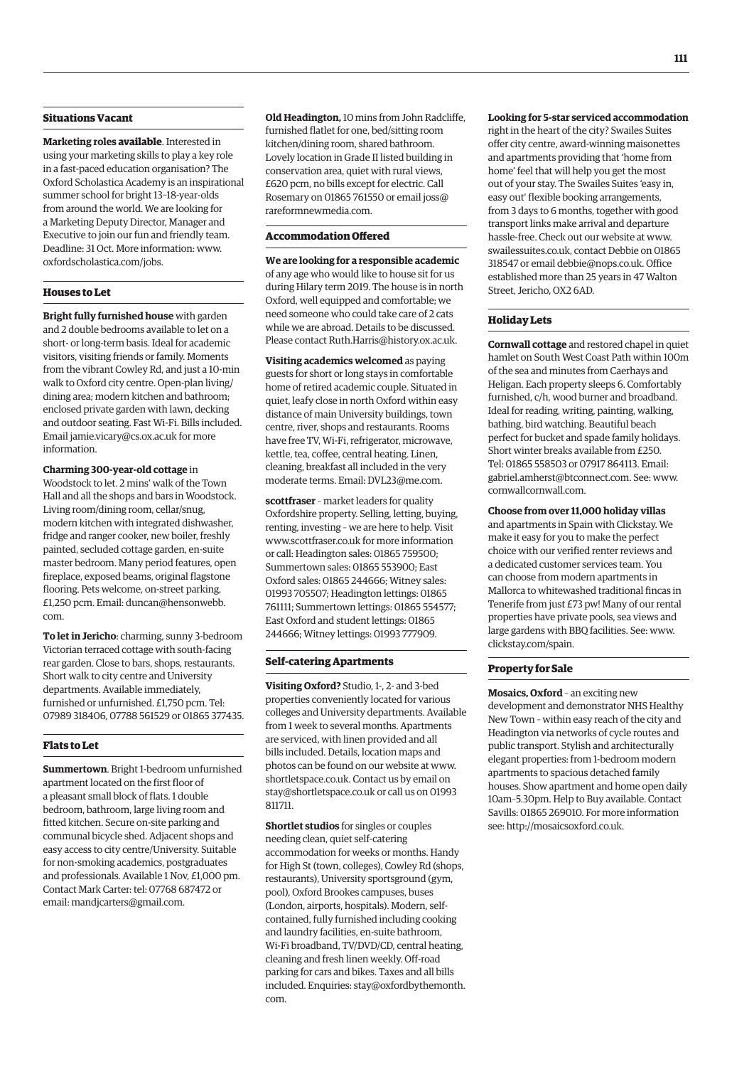## Situations Vacant

**Marketing roles available**. Interested in using your marketing skills to play a key role in a fast-paced education organisation? The Oxford Scholastica Academy is an inspirational summer school for bright 13–18-year-olds from around the world. We are looking for a Marketing Deputy Director, Manager and Executive to join our fun and friendly team. Deadline: 31 Oct. More information: www.oxfordscholastica.com/jobs.

## Houses to Let

**Bright fully furnished house** with garden and 2 double bedrooms available to let on a short- or long-term basis. Ideal for academic visitors, visiting friends or family. Moments from the vibrant Cowley Rd, and just a 10-min walk to Oxford city centre. Open-plan living/dining area; modern kitchen and bathroom; enclosed private garden with lawn, decking and outdoor seating. Fast Wi-Fi. Bills included. Email jamie.vicary@cs.ox.ac.uk for more information.

**Charming 300-year-old cottage** in Woodstock to let. 2 mins' walk of the Town Hall and all the shops and bars in Woodstock. Living room/dining room, cellar/snug, modern kitchen with integrated dishwasher, fridge and ranger cooker, new boiler, freshly painted, secluded cottage garden, en-suite master bedroom. Many period features, open fireplace, exposed beams, original flagstone flooring. Pets welcome, on-street parking, £1,250 pcm. Email: duncan@hensonwebb.com.

**To let in Jericho**: charming, sunny 3-bedroom Victorian terraced cottage with south-facing rear garden. Close to bars, shops, restaurants. Short walk to city centre and University departments. Available immediately, furnished or unfurnished. £1,750 pcm. Tel: 07989 318406, 07788 561529 or 01865 377435.

## Flats to Let

**Summertown**. Bright 1-bedroom unfurnished apartment located on the first floor of a pleasant small block of flats. 1 double bedroom, bathroom, large living room and fitted kitchen. Secure on-site parking and communal bicycle shed. Adjacent shops and easy access to city centre/University. Suitable for non-smoking academics, postgraduates and professionals. Available 1 Nov, £1,000 pm. Contact Mark Carter: tel: 07768 687472 or email: mandjcarters@gmail.com.

**Old Headington,** 10 mins from John Radcliffe, furnished flatlet for one, bed/sitting room kitchen/dining room, shared bathroom. Lovely location in Grade II listed building in conservation area, quiet with rural views, £620 pcm, no bills except for electric. Call Rosemary on 01865 761550 or email joss@rareformnewmedia.com.

## Accommodation Offered

**We are looking for a responsible academic** of any age who would like to house sit for us during Hilary term 2019. The house is in north Oxford, well equipped and comfortable; we need someone who could take care of 2 cats while we are abroad. Details to be discussed. Please contact Ruth.Harris@history.ox.ac.uk.

**Visiting academics welcomed** as paying guests for short or long stays in comfortable home of retired academic couple. Situated in quiet, leafy close in north Oxford within easy distance of main University buildings, town centre, river, shops and restaurants. Rooms have free TV, Wi-Fi, refrigerator, microwave, kettle, tea, coffee, central heating. Linen, cleaning, breakfast all included in the very moderate terms. Email: DVL23@me.com.

**scottfraser** – market leaders for quality Oxfordshire property. Selling, letting, buying, renting, investing – we are here to help. Visit www.scottfraser.co.uk for more information or call: Headington sales: 01865 759500; Summertown sales: 01865 553900; East Oxford sales: 01865 244666; Witney sales: 01993 705507; Headington lettings: 01865 761111; Summertown lettings: 01865 554577; East Oxford and student lettings: 01865 244666; Witney lettings: 01993 777909.

## Self-catering Apartments

**Visiting Oxford?** Studio, 1-, 2- and 3-bed properties conveniently located for various colleges and University departments. Available from 1 week to several months. Apartments are serviced, with linen provided and all bills included. Details, location maps and photos can be found on our website at www.shortletspace.co.uk. Contact us by email on stay@shortletspace.co.uk or call us on 01993 811711.

**Shortlet studios** for singles or couples needing clean, quiet self-catering accommodation for weeks or months. Handy for High St (town, colleges), Cowley Rd (shops, restaurants), University sportsground (gym, pool), Oxford Brookes campuses, buses (London, airports, hospitals). Modern, self-contained, fully furnished including cooking and laundry facilities, en-suite bathroom, Wi-Fi broadband, TV/DVD/CD, central heating, cleaning and fresh linen weekly. Off-road parking for cars and bikes. Taxes and all bills included. Enquiries: stay@oxfordbythemonth.com.

**Looking for 5-star serviced accommodation** right in the heart of the city? Swailes Suites offer city centre, award-winning maisonettes and apartments providing that 'home from home' feel that will help you get the most out of your stay. The Swailes Suites 'easy in, easy out' flexible booking arrangements, from 3 days to 6 months, together with good transport links make arrival and departure hassle-free. Check out our website at www.swailessuites.co.uk, contact Debbie on 01865 318547 or email debbie@nops.co.uk. Office established more than 25 years in 47 Walton Street, Jericho, OX2 6AD.

## Holiday Lets

**Cornwall cottage** and restored chapel in quiet hamlet on South West Coast Path within 100m of the sea and minutes from Caerhays and Heligan. Each property sleeps 6. Comfortably furnished, c/h, wood burner and broadband. Ideal for reading, writing, painting, walking, bathing, bird watching. Beautiful beach perfect for bucket and spade family holidays. Short winter breaks available from £250. Tel: 01865 558503 or 07917 864113. Email: gabriel.amherst@btconnect.com. See: www.cornwallcornwall.com.

**Choose from over 11,000 holiday villas** and apartments in Spain with Clickstay. We make it easy for you to make the perfect choice with our verified renter reviews and a dedicated customer services team. You can choose from modern apartments in Mallorca to whitewashed traditional fincas in Tenerife from just £73 pw! Many of our rental properties have private pools, sea views and large gardens with BBQ facilities. See: www.clickstay.com/spain.

## Property for Sale

**Mosaics, Oxford** – an exciting new development and demonstrator NHS Healthy New Town – within easy reach of the city and Headington via networks of cycle routes and public transport. Stylish and architecturally elegant properties: from 1-bedroom modern apartments to spacious detached family houses. Show apartment and home open daily 10am–5.30pm. Help to Buy available. Contact Savills: 01865 269010. For more information see: http://mosaicsoxford.co.uk.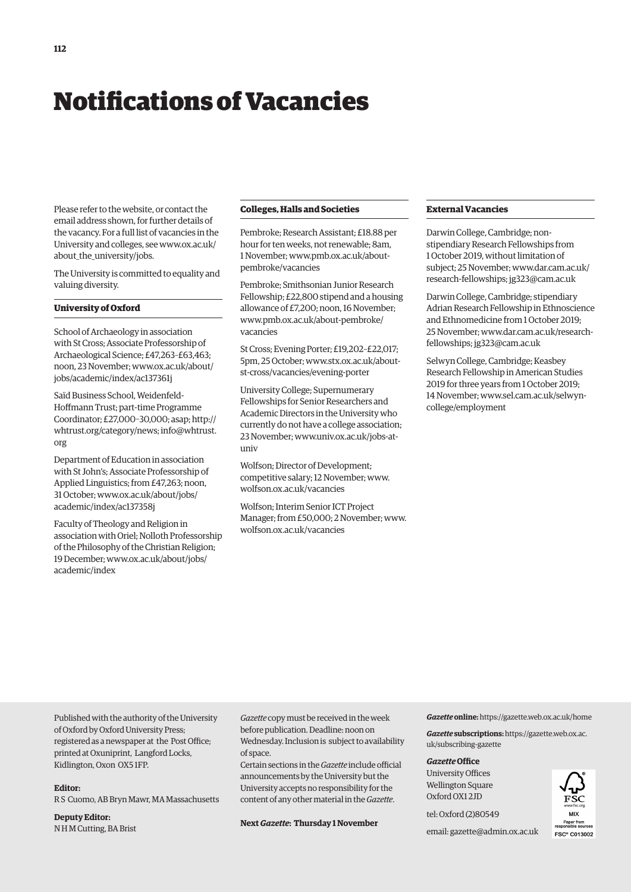# Notifications of Vacancies

Please refer to the website, or contact the email address shown, for further details of the vacancy. For a full list of vacancies in the University and colleges, see www.ox.ac.uk/about_the_university/jobs.

The University is committed to equality and valuing diversity.

## University of Oxford

School of Archaeology in association with St Cross; Associate Professorship of Archaeological Science; £47,263–£63,463; noon, 23 November; www.ox.ac.uk/about/jobs/academic/index/ac137361j

Saïd Business School, Weidenfeld-Hoffmann Trust; part-time Programme Coordinator; £27,000–30,000; asap; http://whtrust.org/category/news; info@whtrust.org

Department of Education in association with St John's; Associate Professorship of Applied Linguistics; from £47,263; noon, 31 October; www.ox.ac.uk/about/jobs/academic/index/ac137358j

Faculty of Theology and Religion in association with Oriel; Nolloth Professorship of the Philosophy of the Christian Religion; 19 December; www.ox.ac.uk/about/jobs/academic/index

## Colleges, Halls and Societies

Pembroke; Research Assistant; £18.88 per hour for ten weeks, not renewable; 8am, 1 November; www.pmb.ox.ac.uk/about-pembroke/vacancies

Pembroke; Smithsonian Junior Research Fellowship; £22,800 stipend and a housing allowance of £7,200; noon, 16 November; www.pmb.ox.ac.uk/about-pembroke/vacancies

St Cross; Evening Porter; £19,202–£22,017; 5pm, 25 October; www.stx.ox.ac.uk/about-st-cross/vacancies/evening-porter

University College; Supernumerary Fellowships for Senior Researchers and Academic Directors in the University who currently do not have a college association; 23 November; www.univ.ox.ac.uk/jobs-at-univ

Wolfson; Director of Development; competitive salary; 12 November; www.wolfson.ox.ac.uk/vacancies

Wolfson; Interim Senior ICT Project Manager; from £50,000; 2 November; www.wolfson.ox.ac.uk/vacancies

## External Vacancies

Darwin College, Cambridge; non-stipendiary Research Fellowships from 1 October 2019, without limitation of subject; 25 November; www.dar.cam.ac.uk/research-fellowships; jg323@cam.ac.uk

Darwin College, Cambridge; stipendiary Adrian Research Fellowship in Ethnoscience and Ethnomedicine from 1 October 2019; 25 November; www.dar.cam.ac.uk/research-fellowships; jg323@cam.ac.uk

Selwyn College, Cambridge; Keasbey Research Fellowship in American Studies 2019 for three years from 1 October 2019; 14 November; www.sel.cam.ac.uk/selwyn-college/employment

---

Published with the authority of the University of Oxford by Oxford University Press; registered as a newspaper at the Post Office; printed at Oxuniprint, Langford Locks, Kidlington, Oxon OX5 1FP.

**Editor:**
R S Cuomo, AB Bryn Mawr, MA Massachusetts

**Deputy Editor:**
N H M Cutting, BA Brist

*Gazette* copy must be received in the week before publication. Deadline: noon on Wednesday. Inclusion is subject to availability of space.
Certain sections in the *Gazette* include official announcements by the University but the University accepts no responsibility for the content of any other material in the *Gazette*.

**Next *Gazette*: Thursday 1 November**

***Gazette* online:** https://gazette.web.ox.ac.uk/home

***Gazette* subscriptions:** https://gazette.web.ox.ac.uk/subscribing-gazette

***Gazette* Office**
University Offices
Wellington Square
Oxford OX1 2JD

tel: Oxford (2)80549

email: gazette@admin.ox.ac.uk

FSC www.fsc.org MIX Paper from responsible sources FSC® C013002